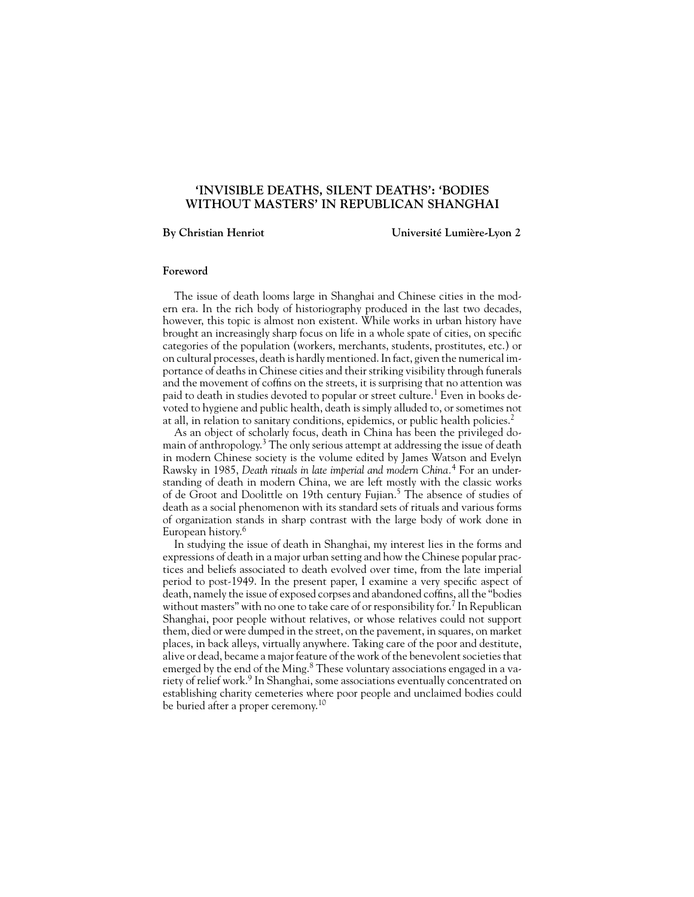# 'INVISIBLE DEATHS, SILENT DEATHS': 'BODIES WITHOUT MASTERS' IN REPUBLICAN SHANGHAI

**By Christian Henriot** **Université Lumière-Lyon 2**

## Foreword

The issue of death looms large in Shanghai and Chinese cities in the modern era. In the rich body of historiography produced in the last two decades, however, this topic is almost non existent. While works in urban history have brought an increasingly sharp focus on life in a whole spate of cities, on specific categories of the population (workers, merchants, students, prostitutes, etc.) or on cultural processes, death is hardly mentioned. In fact, given the numerical importance of deaths in Chinese cities and their striking visibility through funerals and the movement of coffins on the streets, it is surprising that no attention was paid to death in studies devoted to popular or street culture.[1] Even in books devoted to hygiene and public health, death is simply alluded to, or sometimes not at all, in relation to sanitary conditions, epidemics, or public health policies.[2]

As an object of scholarly focus, death in China has been the privileged domain of anthropology.[3] The only serious attempt at addressing the issue of death in modern Chinese society is the volume edited by James Watson and Evelyn Rawsky in 1985, *Death rituals in late imperial and modern China.*[4] For an understanding of death in modern China, we are left mostly with the classic works of de Groot and Doolittle on 19th century Fujian.[5] The absence of studies of death as a social phenomenon with its standard sets of rituals and various forms of organization stands in sharp contrast with the large body of work done in European history.[6]

In studying the issue of death in Shanghai, my interest lies in the forms and expressions of death in a major urban setting and how the Chinese popular practices and beliefs associated to death evolved over time, from the late imperial period to post-1949. In the present paper, I examine a very specific aspect of death, namely the issue of exposed corpses and abandoned coffins, all the "bodies without masters" with no one to take care of or responsibility for.[7] In Republican Shanghai, poor people without relatives, or whose relatives could not support them, died or were dumped in the street, on the pavement, in squares, on market places, in back alleys, virtually anywhere. Taking care of the poor and destitute, alive or dead, became a major feature of the work of the benevolent societies that emerged by the end of the Ming.[8] These voluntary associations engaged in a variety of relief work.[9] In Shanghai, some associations eventually concentrated on establishing charity cemeteries where poor people and unclaimed bodies could be buried after a proper ceremony.[10]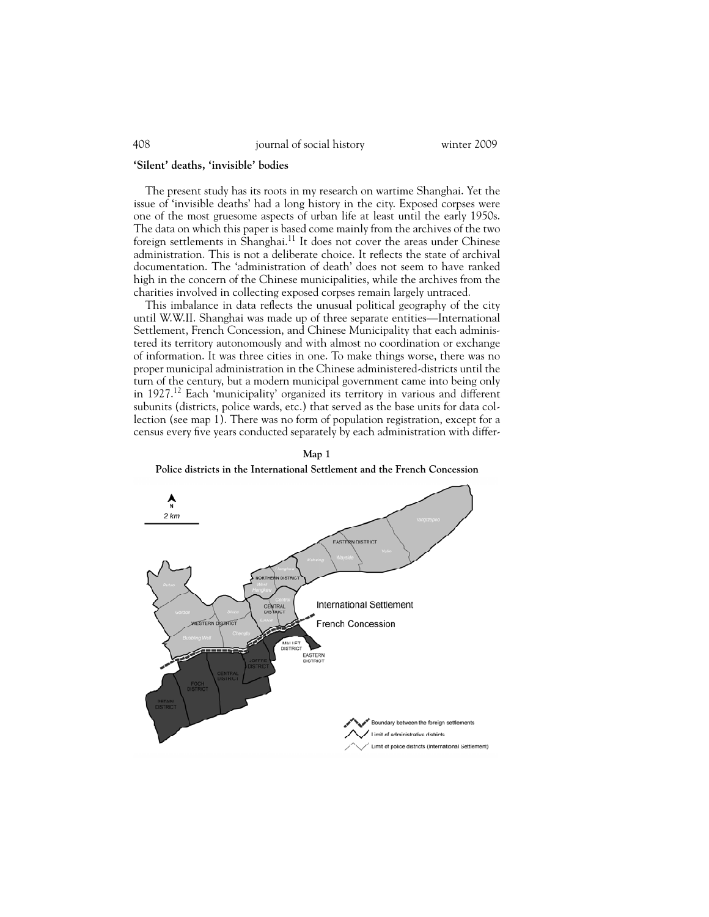## 'Silent' deaths, 'invisible' bodies

The present study has its roots in my research on wartime Shanghai. Yet the issue of 'invisible deaths' had a long history in the city. Exposed corpses were one of the most gruesome aspects of urban life at least until the early 1950s. The data on which this paper is based come mainly from the archives of the two foreign settlements in Shanghai.[11] It does not cover the areas under Chinese administration. This is not a deliberate choice. It reflects the state of archival documentation. The 'administration of death' does not seem to have ranked high in the concern of the Chinese municipalities, while the archives from the charities involved in collecting exposed corpses remain largely untraced.

This imbalance in data reflects the unusual political geography of the city until W.W.II. Shanghai was made up of three separate entities—International Settlement, French Concession, and Chinese Municipality that each administered its territory autonomously and with almost no coordination or exchange of information. It was three cities in one. To make things worse, there was no proper municipal administration in the Chinese administered-districts until the turn of the century, but a modern municipal government came into being only in 1927.[12] Each 'municipality' organized its territory in various and different subunits (districts, police wards, etc.) that served as the base units for data collection (see map 1). There was no form of population registration, except for a census every five years conducted separately by each administration with differ-

**Map 1**

**Police districts in the International Settlement and the French Concession**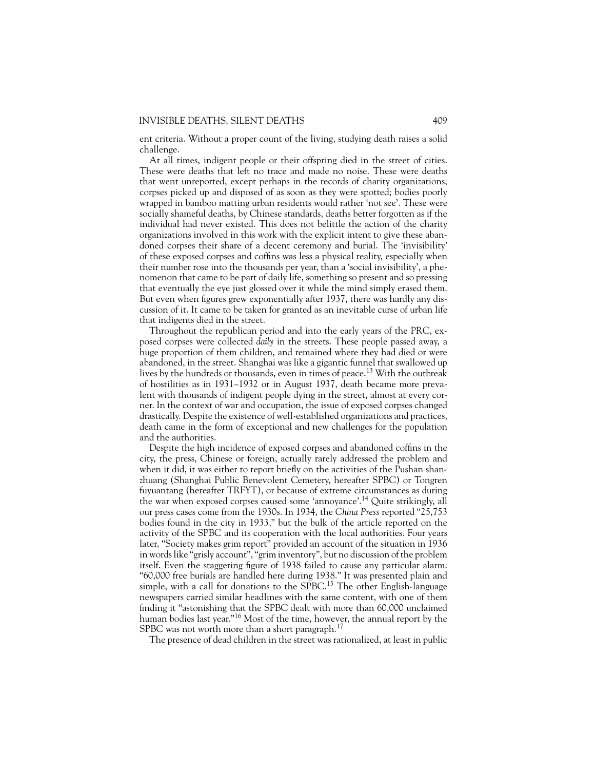ent criteria. Without a proper count of the living, studying death raises a solid challenge.

At all times, indigent people or their offspring died in the street of cities. These were deaths that left no trace and made no noise. These were deaths that went unreported, except perhaps in the records of charity organizations; corpses picked up and disposed of as soon as they were spotted; bodies poorly wrapped in bamboo matting urban residents would rather 'not see'. These were socially shameful deaths, by Chinese standards, deaths better forgotten as if the individual had never existed. This does not belittle the action of the charity organizations involved in this work with the explicit intent to give these abandoned corpses their share of a decent ceremony and burial. The 'invisibility' of these exposed corpses and coffins was less a physical reality, especially when their number rose into the thousands per year, than a 'social invisibility', a phenomenon that came to be part of daily life, something so present and so pressing that eventually the eye just glossed over it while the mind simply erased them. But even when figures grew exponentially after 1937, there was hardly any discussion of it. It came to be taken for granted as an inevitable curse of urban life that indigents died in the street.

Throughout the republican period and into the early years of the PRC, exposed corpses were collected *daily* in the streets. These people passed away, a huge proportion of them children, and remained where they had died or were abandoned, in the street. Shanghai was like a gigantic funnel that swallowed up lives by the hundreds or thousands, even in times of peace.[13] With the outbreak of hostilities as in 1931–1932 or in August 1937, death became more prevalent with thousands of indigent people dying in the street, almost at every corner. In the context of war and occupation, the issue of exposed corpses changed drastically. Despite the existence of well-established organizations and practices, death came in the form of exceptional and new challenges for the population and the authorities.

Despite the high incidence of exposed corpses and abandoned coffins in the city, the press, Chinese or foreign, actually rarely addressed the problem and when it did, it was either to report briefly on the activities of the Pushan shanzhuang (Shanghai Public Benevolent Cemetery, hereafter SPBC) or Tongren fuyuantang (hereafter TRFYT), or because of extreme circumstances as during the war when exposed corpses caused some 'annoyance'.[14] Quite strikingly, all our press cases come from the 1930s. In 1934, the *China Press* reported "25,753 bodies found in the city in 1933," but the bulk of the article reported on the activity of the SPBC and its cooperation with the local authorities. Four years later, "Society makes grim report" provided an account of the situation in 1936 in words like "grisly account", "grim inventory", but no discussion of the problem itself. Even the staggering figure of 1938 failed to cause any particular alarm: "60,000 free burials are handled here during 1938." It was presented plain and simple, with a call for donations to the SPBC.[15] The other English-language newspapers carried similar headlines with the same content, with one of them finding it "astonishing that the SPBC dealt with more than 60,000 unclaimed human bodies last year."[16] Most of the time, however, the annual report by the SPBC was not worth more than a short paragraph.[17]

The presence of dead children in the street was rationalized, at least in public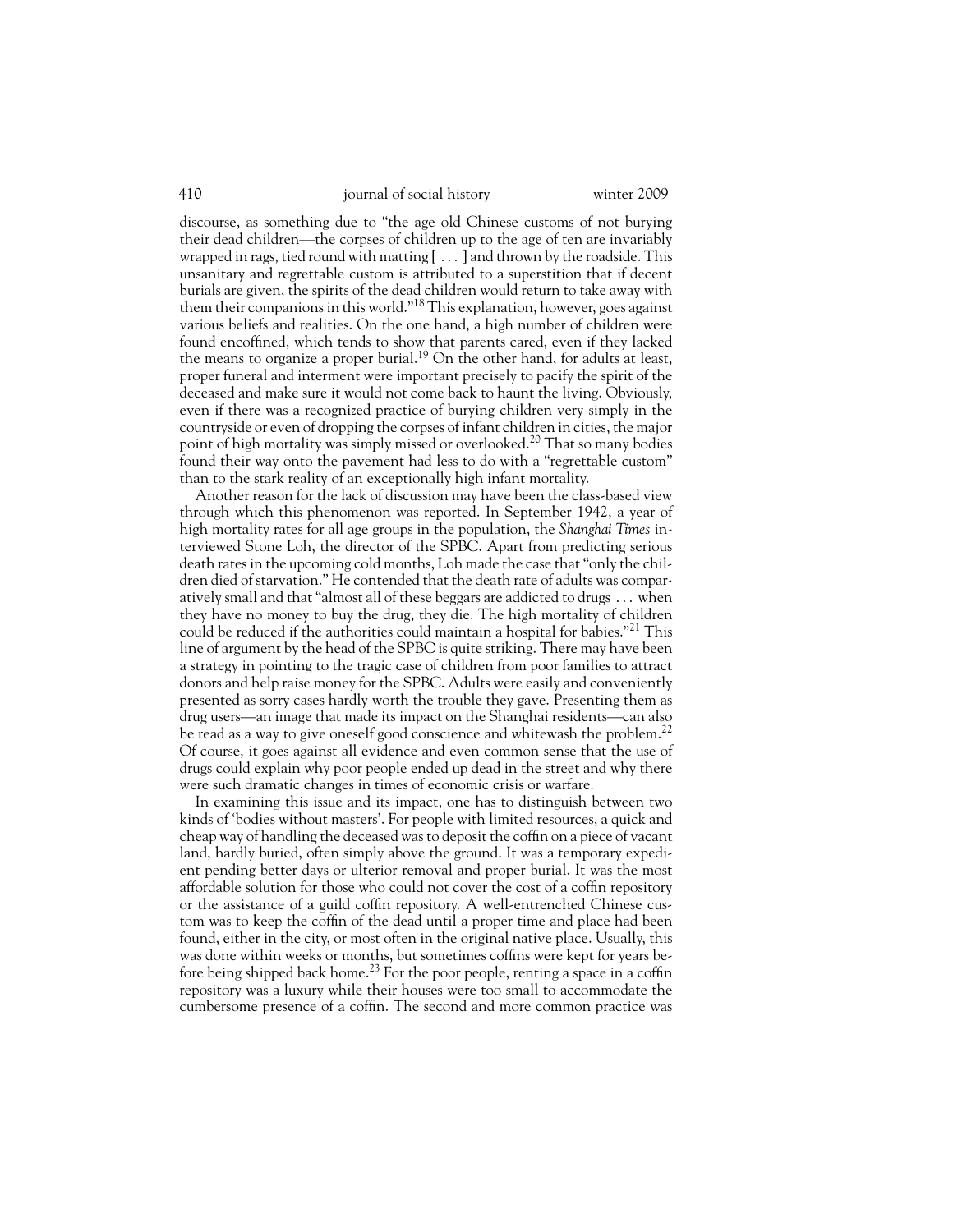discourse, as something due to "the age old Chinese customs of not burying their dead children—the corpses of children up to the age of ten are invariably wrapped in rags, tied round with matting [ . . . ] and thrown by the roadside. This unsanitary and regrettable custom is attributed to a superstition that if decent burials are given, the spirits of the dead children would return to take away with them their companions in this world."[18] This explanation, however, goes against various beliefs and realities. On the one hand, a high number of children were found encoffined, which tends to show that parents cared, even if they lacked the means to organize a proper burial.[19] On the other hand, for adults at least, proper funeral and interment were important precisely to pacify the spirit of the deceased and make sure it would not come back to haunt the living. Obviously, even if there was a recognized practice of burying children very simply in the countryside or even of dropping the corpses of infant children in cities, the major point of high mortality was simply missed or overlooked.[20] That so many bodies found their way onto the pavement had less to do with a "regrettable custom" than to the stark reality of an exceptionally high infant mortality.

Another reason for the lack of discussion may have been the class-based view through which this phenomenon was reported. In September 1942, a year of high mortality rates for all age groups in the population, the *Shanghai Times* interviewed Stone Loh, the director of the SPBC. Apart from predicting serious death rates in the upcoming cold months, Loh made the case that "only the children died of starvation." He contended that the death rate of adults was comparatively small and that "almost all of these beggars are addicted to drugs . . . when they have no money to buy the drug, they die. The high mortality of children could be reduced if the authorities could maintain a hospital for babies."[21] This line of argument by the head of the SPBC is quite striking. There may have been a strategy in pointing to the tragic case of children from poor families to attract donors and help raise money for the SPBC. Adults were easily and conveniently presented as sorry cases hardly worth the trouble they gave. Presenting them as drug users—an image that made its impact on the Shanghai residents—can also be read as a way to give oneself good conscience and whitewash the problem.[22] Of course, it goes against all evidence and even common sense that the use of drugs could explain why poor people ended up dead in the street and why there were such dramatic changes in times of economic crisis or warfare.

In examining this issue and its impact, one has to distinguish between two kinds of 'bodies without masters'. For people with limited resources, a quick and cheap way of handling the deceased was to deposit the coffin on a piece of vacant land, hardly buried, often simply above the ground. It was a temporary expedient pending better days or ulterior removal and proper burial. It was the most affordable solution for those who could not cover the cost of a coffin repository or the assistance of a guild coffin repository. A well-entrenched Chinese custom was to keep the coffin of the dead until a proper time and place had been found, either in the city, or most often in the original native place. Usually, this was done within weeks or months, but sometimes coffins were kept for years before being shipped back home.[23] For the poor people, renting a space in a coffin repository was a luxury while their houses were too small to accommodate the cumbersome presence of a coffin. The second and more common practice was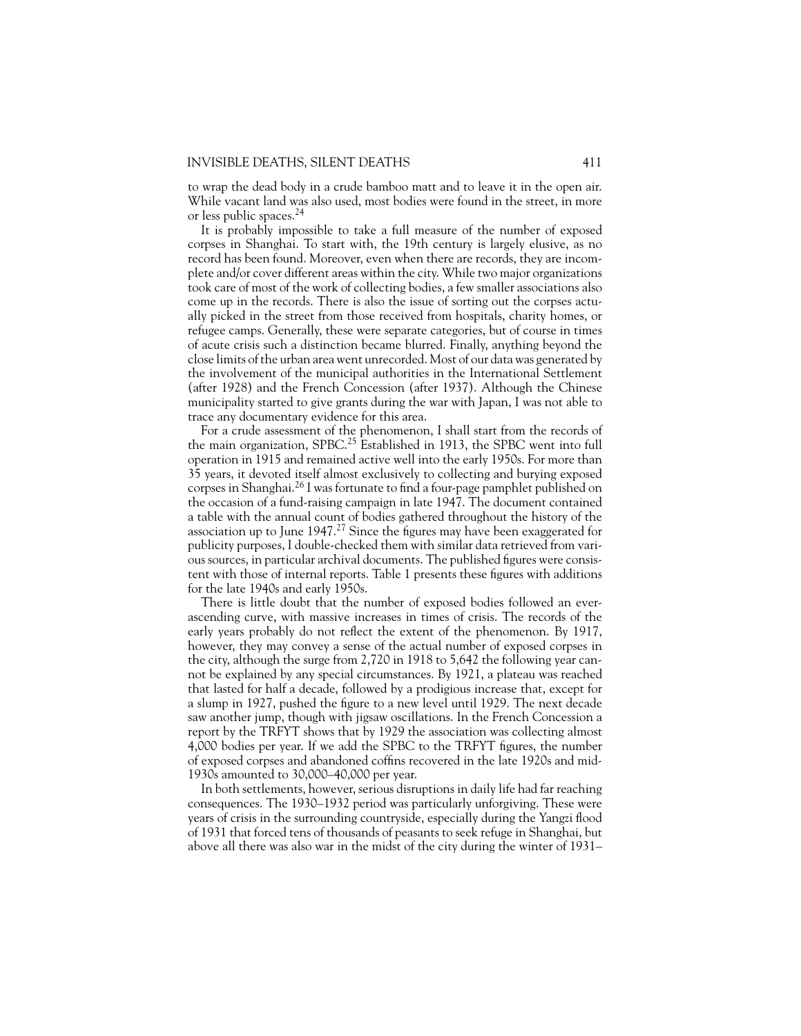to wrap the dead body in a crude bamboo matt and to leave it in the open air. While vacant land was also used, most bodies were found in the street, in more or less public spaces.[24]

It is probably impossible to take a full measure of the number of exposed corpses in Shanghai. To start with, the 19th century is largely elusive, as no record has been found. Moreover, even when there are records, they are incomplete and/or cover different areas within the city. While two major organizations took care of most of the work of collecting bodies, a few smaller associations also come up in the records. There is also the issue of sorting out the corpses actually picked in the street from those received from hospitals, charity homes, or refugee camps. Generally, these were separate categories, but of course in times of acute crisis such a distinction became blurred. Finally, anything beyond the close limits of the urban area went unrecorded. Most of our data was generated by the involvement of the municipal authorities in the International Settlement (after 1928) and the French Concession (after 1937). Although the Chinese municipality started to give grants during the war with Japan, I was not able to trace any documentary evidence for this area.

For a crude assessment of the phenomenon, I shall start from the records of the main organization, SPBC.[25] Established in 1913, the SPBC went into full operation in 1915 and remained active well into the early 1950s. For more than 35 years, it devoted itself almost exclusively to collecting and burying exposed corpses in Shanghai.[26] I was fortunate to find a four-page pamphlet published on the occasion of a fund-raising campaign in late 1947. The document contained a table with the annual count of bodies gathered throughout the history of the association up to June 1947.[27] Since the figures may have been exaggerated for publicity purposes, I double-checked them with similar data retrieved from various sources, in particular archival documents. The published figures were consistent with those of internal reports. Table 1 presents these figures with additions for the late 1940s and early 1950s.

There is little doubt that the number of exposed bodies followed an ever-ascending curve, with massive increases in times of crisis. The records of the early years probably do not reflect the extent of the phenomenon. By 1917, however, they may convey a sense of the actual number of exposed corpses in the city, although the surge from 2,720 in 1918 to 5,642 the following year cannot be explained by any special circumstances. By 1921, a plateau was reached that lasted for half a decade, followed by a prodigious increase that, except for a slump in 1927, pushed the figure to a new level until 1929. The next decade saw another jump, though with jigsaw oscillations. In the French Concession a report by the TRFYT shows that by 1929 the association was collecting almost 4,000 bodies per year. If we add the SPBC to the TRFYT figures, the number of exposed corpses and abandoned coffins recovered in the late 1920s and mid-1930s amounted to 30,000–40,000 per year.

In both settlements, however, serious disruptions in daily life had far reaching consequences. The 1930–1932 period was particularly unforgiving. These were years of crisis in the surrounding countryside, especially during the Yangzi flood of 1931 that forced tens of thousands of peasants to seek refuge in Shanghai, but above all there was also war in the midst of the city during the winter of 1931–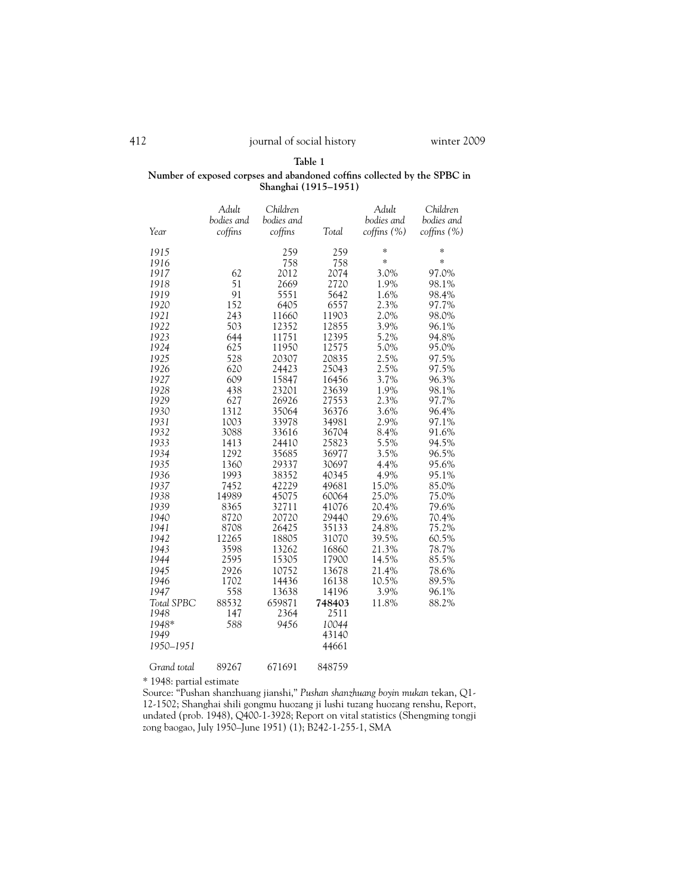**Table 1**

**Number of exposed corpses and abandoned coffins collected by the SPBC in Shanghai (1915–1951)**

| *Year* | *Adult bodies and coffins* | *Children bodies and coffins* | *Total* | *Adult bodies and coffins (%)* | *Children bodies and coffins (%)* |
|---|---|---|---|---|---|
| *1915* | | 259 | 259 | * | * |
| *1916* | | 758 | 758 | * | * |
| *1917* | 62 | 2012 | 2074 | 3.0% | 97.0% |
| *1918* | 51 | 2669 | 2720 | 1.9% | 98.1% |
| *1919* | 91 | 5551 | 5642 | 1.6% | 98.4% |
| *1920* | 152 | 6405 | 6557 | 2.3% | 97.7% |
| *1921* | 243 | 11660 | 11903 | 2.0% | 98.0% |
| *1922* | 503 | 12352 | 12855 | 3.9% | 96.1% |
| *1923* | 644 | 11751 | 12395 | 5.2% | 94.8% |
| *1924* | 625 | 11950 | 12575 | 5.0% | 95.0% |
| *1925* | 528 | 20307 | 20835 | 2.5% | 97.5% |
| *1926* | 620 | 24423 | 25043 | 2.5% | 97.5% |
| *1927* | 609 | 15847 | 16456 | 3.7% | 96.3% |
| *1928* | 438 | 23201 | 23639 | 1.9% | 98.1% |
| *1929* | 627 | 26926 | 27553 | 2.3% | 97.7% |
| *1930* | 1312 | 35064 | 36376 | 3.6% | 96.4% |
| *1931* | 1003 | 33978 | 34981 | 2.9% | 97.1% |
| *1932* | 3088 | 33616 | 36704 | 8.4% | 91.6% |
| *1933* | 1413 | 24410 | 25823 | 5.5% | 94.5% |
| *1934* | 1292 | 35685 | 36977 | 3.5% | 96.5% |
| *1935* | 1360 | 29337 | 30697 | 4.4% | 95.6% |
| *1936* | 1993 | 38352 | 40345 | 4.9% | 95.1% |
| *1937* | 7452 | 42229 | 49681 | 15.0% | 85.0% |
| *1938* | 14989 | 45075 | 60064 | 25.0% | 75.0% |
| *1939* | 8365 | 32711 | 41076 | 20.4% | 79.6% |
| *1940* | 8720 | 20720 | 29440 | 29.6% | 70.4% |
| *1941* | 8708 | 26425 | 35133 | 24.8% | 75.2% |
| *1942* | 12265 | 18805 | 31070 | 39.5% | 60.5% |
| *1943* | 3598 | 13262 | 16860 | 21.3% | 78.7% |
| *1944* | 2595 | 15305 | 17900 | 14.5% | 85.5% |
| *1945* | 2926 | 10752 | 13678 | 21.4% | 78.6% |
| *1946* | 1702 | 14436 | 16138 | 10.5% | 89.5% |
| *1947* | 558 | 13638 | 14196 | 3.9% | 96.1% |
| *Total SPBC* | 88532 | 659871 | **748403** | 11.8% | 88.2% |
| *1948* | 147 | 2364 | 2511 | | |
| *1948** | 588 | *9456* | *10044* | | |
| *1949* | | | 43140 | | |
| *1950–1951* | | | 44661 | | |
| *Grand total* | 89267 | 671691 | 848759 | | |

* 1948: partial estimate

Source: "Pushan shanzhuang jianshi," *Pushan shanzhuang boyin mukan* tekan, Q1-12-1502; Shanghai shili gongmu huozang ji lushi tuzang huozang renshu, Report, undated (prob. 1948), Q400-1-3928; Report on vital statistics (Shengming tongji zong baogao, July 1950–June 1951) (1); B242-1-255-1, SMA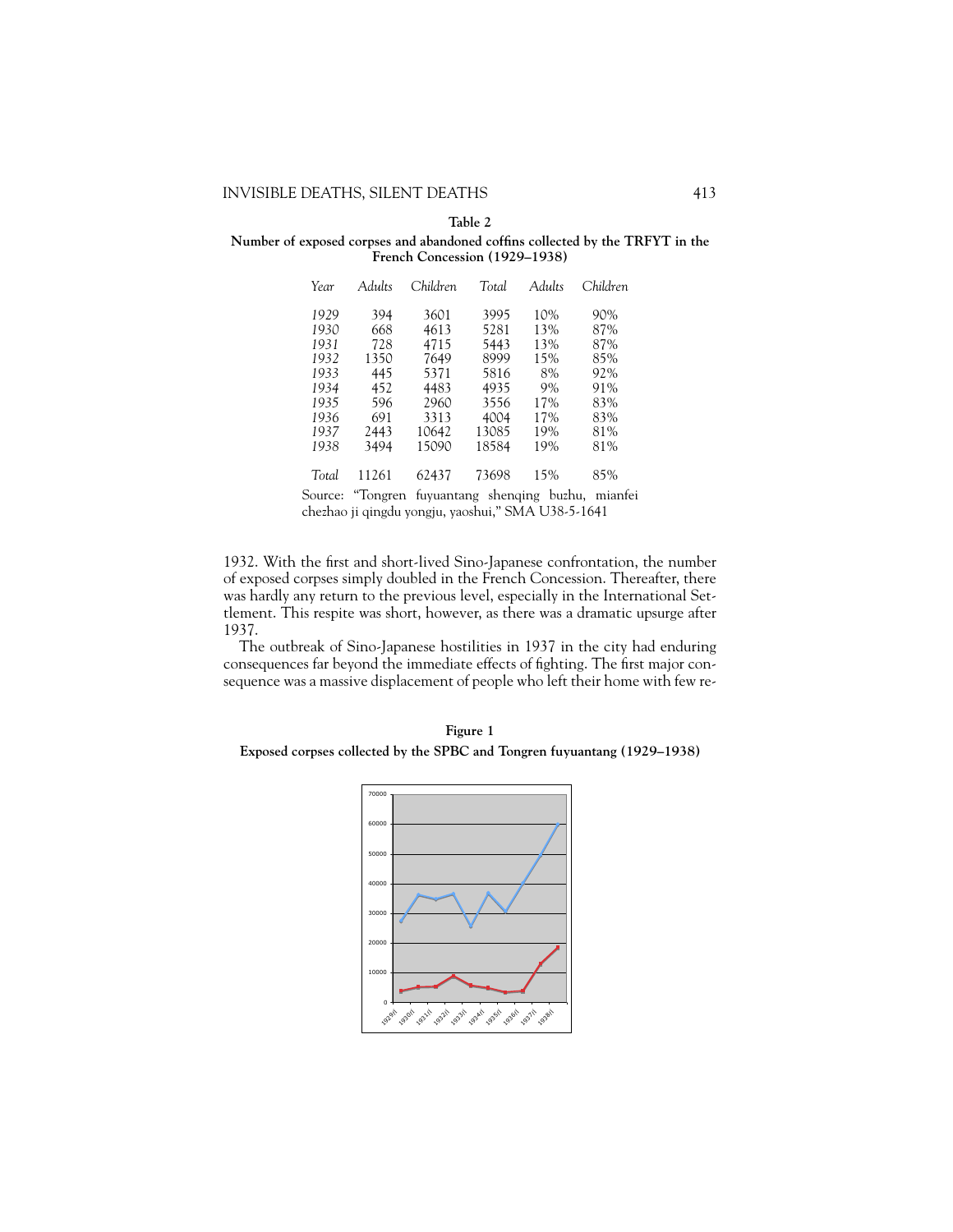**Table 2**

**Number of exposed corpses and abandoned coffins collected by the TRFYT in the French Concession (1929–1938)**

| *Year* | *Adults* | *Children* | *Total* | *Adults* | *Children* |
|---|---|---|---|---|---|
| *1929* | 394 | 3601 | 3995 | 10% | 90% |
| *1930* | 668 | 4613 | 5281 | 13% | 87% |
| *1931* | 728 | 4715 | 5443 | 13% | 87% |
| *1932* | 1350 | 7649 | 8999 | 15% | 85% |
| *1933* | 445 | 5371 | 5816 | 8% | 92% |
| *1934* | 452 | 4483 | 4935 | 9% | 91% |
| *1935* | 596 | 2960 | 3556 | 17% | 83% |
| *1936* | 691 | 3313 | 4004 | 17% | 83% |
| *1937* | 2443 | 10642 | 13085 | 19% | 81% |
| *1938* | 3494 | 15090 | 18584 | 19% | 81% |
| *Total* | 11261 | 62437 | 73698 | 15% | 85% |

Source: "Tongren fuyuantang shenqing buzhu, mianfei chezhao ji qingdu yongju, yaoshui," SMA U38-5-1641

1932. With the first and short-lived Sino-Japanese confrontation, the number of exposed corpses simply doubled in the French Concession. Thereafter, there was hardly any return to the previous level, especially in the International Settlement. This respite was short, however, as there was a dramatic upsurge after 1937.

The outbreak of Sino-Japanese hostilities in 1937 in the city had enduring consequences far beyond the immediate effects of fighting. The first major consequence was a massive displacement of people who left their home with few re-

**Figure 1**

**Exposed corpses collected by the SPBC and Tongren fuyuantang (1929–1938)**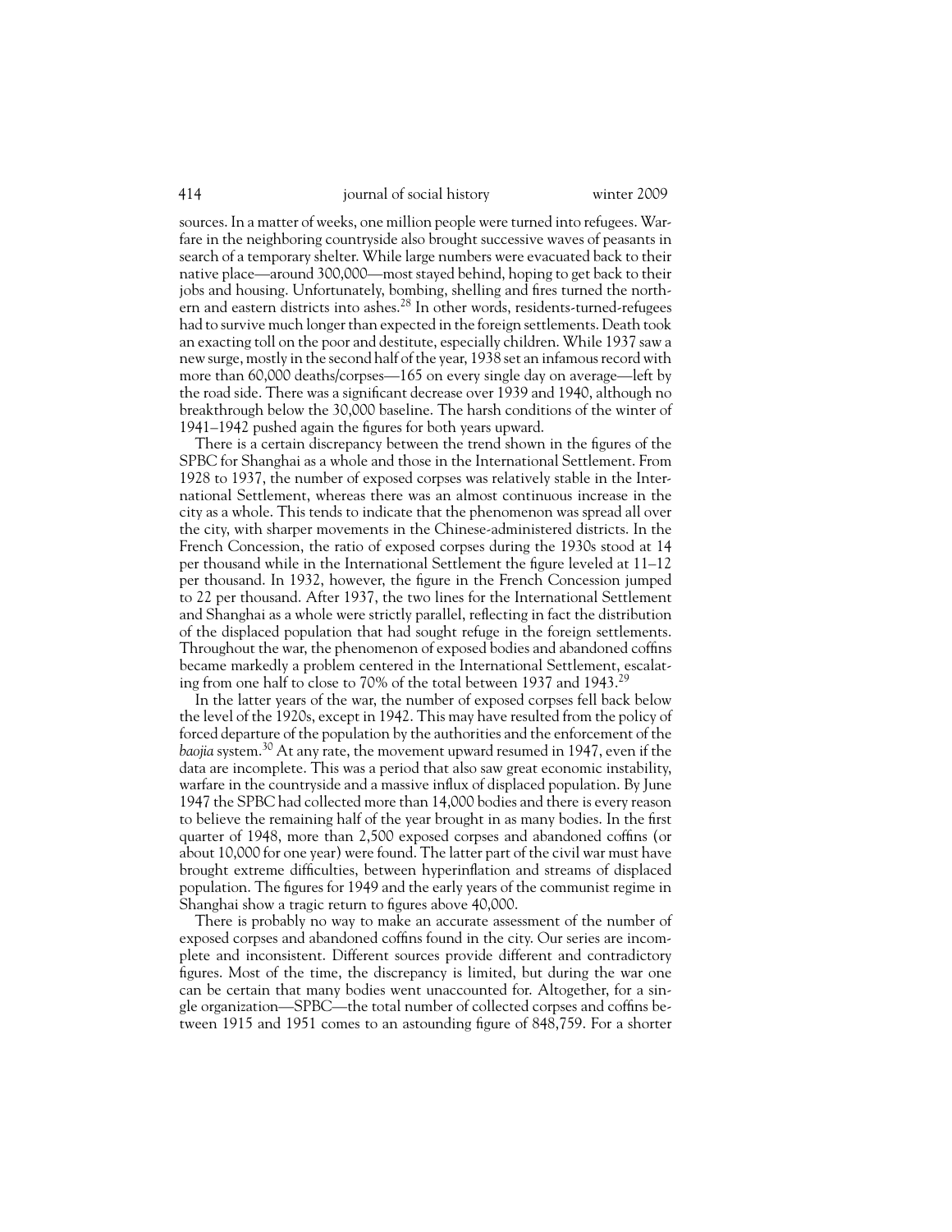sources. In a matter of weeks, one million people were turned into refugees. Warfare in the neighboring countryside also brought successive waves of peasants in search of a temporary shelter. While large numbers were evacuated back to their native place—around 300,000—most stayed behind, hoping to get back to their jobs and housing. Unfortunately, bombing, shelling and fires turned the northern and eastern districts into ashes.[28] In other words, residents-turned-refugees had to survive much longer than expected in the foreign settlements. Death took an exacting toll on the poor and destitute, especially children. While 1937 saw a new surge, mostly in the second half of the year, 1938 set an infamous record with more than 60,000 deaths/corpses—165 on every single day on average—left by the road side. There was a significant decrease over 1939 and 1940, although no breakthrough below the 30,000 baseline. The harsh conditions of the winter of 1941–1942 pushed again the figures for both years upward.

There is a certain discrepancy between the trend shown in the figures of the SPBC for Shanghai as a whole and those in the International Settlement. From 1928 to 1937, the number of exposed corpses was relatively stable in the International Settlement, whereas there was an almost continuous increase in the city as a whole. This tends to indicate that the phenomenon was spread all over the city, with sharper movements in the Chinese-administered districts. In the French Concession, the ratio of exposed corpses during the 1930s stood at 14 per thousand while in the International Settlement the figure leveled at 11–12 per thousand. In 1932, however, the figure in the French Concession jumped to 22 per thousand. After 1937, the two lines for the International Settlement and Shanghai as a whole were strictly parallel, reflecting in fact the distribution of the displaced population that had sought refuge in the foreign settlements. Throughout the war, the phenomenon of exposed bodies and abandoned coffins became markedly a problem centered in the International Settlement, escalating from one half to close to 70% of the total between 1937 and 1943.[29]

In the latter years of the war, the number of exposed corpses fell back below the level of the 1920s, except in 1942. This may have resulted from the policy of forced departure of the population by the authorities and the enforcement of the *baojia* system.[30] At any rate, the movement upward resumed in 1947, even if the data are incomplete. This was a period that also saw great economic instability, warfare in the countryside and a massive influx of displaced population. By June 1947 the SPBC had collected more than 14,000 bodies and there is every reason to believe the remaining half of the year brought in as many bodies. In the first quarter of 1948, more than 2,500 exposed corpses and abandoned coffins (or about 10,000 for one year) were found. The latter part of the civil war must have brought extreme difficulties, between hyperinflation and streams of displaced population. The figures for 1949 and the early years of the communist regime in Shanghai show a tragic return to figures above 40,000.

There is probably no way to make an accurate assessment of the number of exposed corpses and abandoned coffins found in the city. Our series are incomplete and inconsistent. Different sources provide different and contradictory figures. Most of the time, the discrepancy is limited, but during the war one can be certain that many bodies went unaccounted for. Altogether, for a single organization—SPBC—the total number of collected corpses and coffins between 1915 and 1951 comes to an astounding figure of 848,759. For a shorter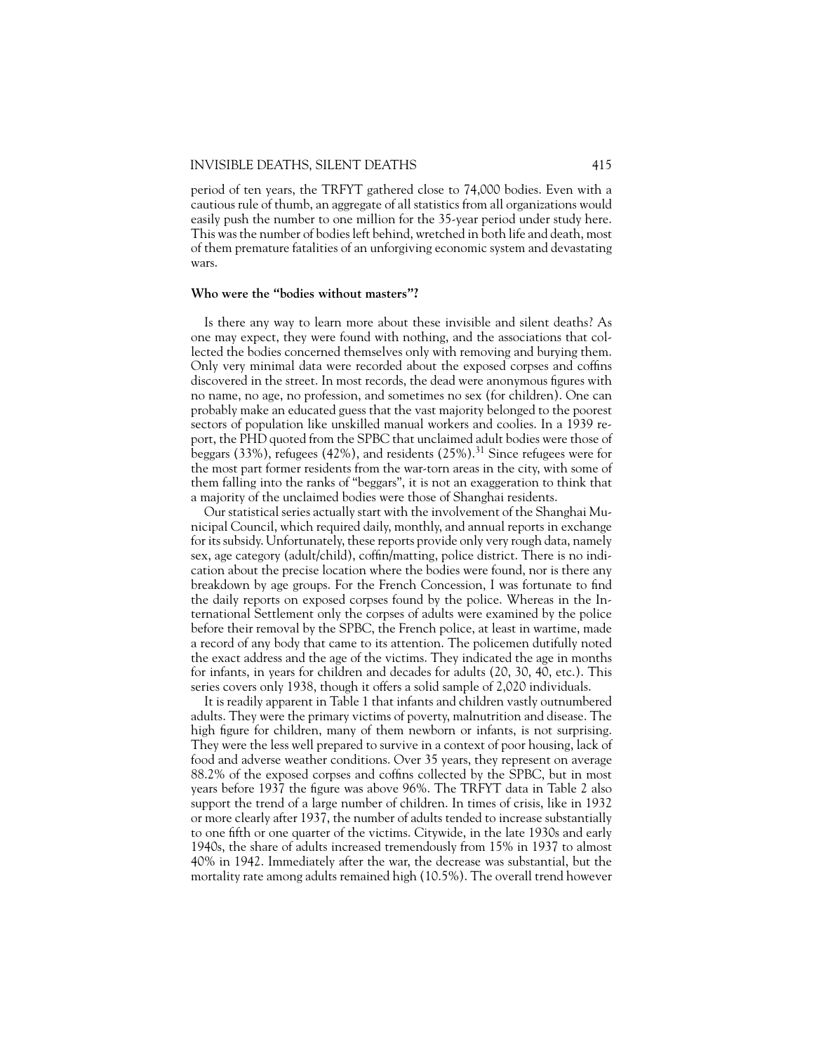period of ten years, the TRFYT gathered close to 74,000 bodies. Even with a cautious rule of thumb, an aggregate of all statistics from all organizations would easily push the number to one million for the 35-year period under study here. This was the number of bodies left behind, wretched in both life and death, most of them premature fatalities of an unforgiving economic system and devastating wars.

**Who were the "bodies without masters"?**

Is there any way to learn more about these invisible and silent deaths? As one may expect, they were found with nothing, and the associations that collected the bodies concerned themselves only with removing and burying them. Only very minimal data were recorded about the exposed corpses and coffins discovered in the street. In most records, the dead were anonymous figures with no name, no age, no profession, and sometimes no sex (for children). One can probably make an educated guess that the vast majority belonged to the poorest sectors of population like unskilled manual workers and coolies. In a 1939 report, the PHD quoted from the SPBC that unclaimed adult bodies were those of beggars (33%), refugees (42%), and residents (25%).[31] Since refugees were for the most part former residents from the war-torn areas in the city, with some of them falling into the ranks of "beggars", it is not an exaggeration to think that a majority of the unclaimed bodies were those of Shanghai residents.

Our statistical series actually start with the involvement of the Shanghai Municipal Council, which required daily, monthly, and annual reports in exchange for its subsidy. Unfortunately, these reports provide only very rough data, namely sex, age category (adult/child), coffin/matting, police district. There is no indication about the precise location where the bodies were found, nor is there any breakdown by age groups. For the French Concession, I was fortunate to find the daily reports on exposed corpses found by the police. Whereas in the International Settlement only the corpses of adults were examined by the police before their removal by the SPBC, the French police, at least in wartime, made a record of any body that came to its attention. The policemen dutifully noted the exact address and the age of the victims. They indicated the age in months for infants, in years for children and decades for adults (20, 30, 40, etc.). This series covers only 1938, though it offers a solid sample of 2,020 individuals.

It is readily apparent in Table 1 that infants and children vastly outnumbered adults. They were the primary victims of poverty, malnutrition and disease. The high figure for children, many of them newborn or infants, is not surprising. They were the less well prepared to survive in a context of poor housing, lack of food and adverse weather conditions. Over 35 years, they represent on average 88.2% of the exposed corpses and coffins collected by the SPBC, but in most years before 1937 the figure was above 96%. The TRFYT data in Table 2 also support the trend of a large number of children. In times of crisis, like in 1932 or more clearly after 1937, the number of adults tended to increase substantially to one fifth or one quarter of the victims. Citywide, in the late 1930s and early 1940s, the share of adults increased tremendously from 15% in 1937 to almost 40% in 1942. Immediately after the war, the decrease was substantial, but the mortality rate among adults remained high (10.5%). The overall trend however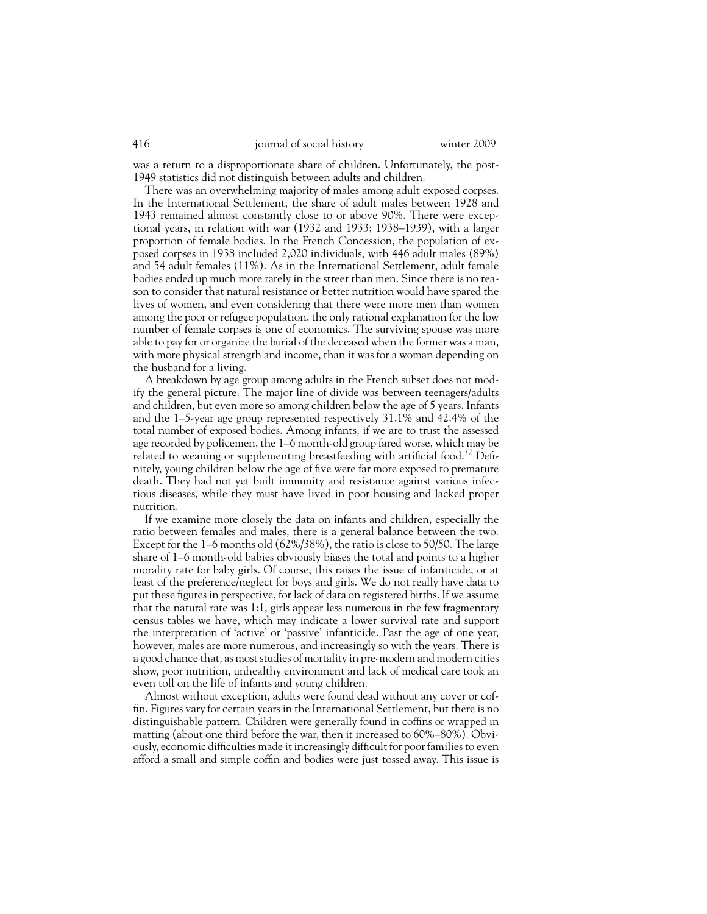was a return to a disproportionate share of children. Unfortunately, the post-1949 statistics did not distinguish between adults and children.

There was an overwhelming majority of males among adult exposed corpses. In the International Settlement, the share of adult males between 1928 and 1943 remained almost constantly close to or above 90%. There were exceptional years, in relation with war (1932 and 1933; 1938–1939), with a larger proportion of female bodies. In the French Concession, the population of exposed corpses in 1938 included 2,020 individuals, with 446 adult males (89%) and 54 adult females (11%). As in the International Settlement, adult female bodies ended up much more rarely in the street than men. Since there is no reason to consider that natural resistance or better nutrition would have spared the lives of women, and even considering that there were more men than women among the poor or refugee population, the only rational explanation for the low number of female corpses is one of economics. The surviving spouse was more able to pay for or organize the burial of the deceased when the former was a man, with more physical strength and income, than it was for a woman depending on the husband for a living.

A breakdown by age group among adults in the French subset does not modify the general picture. The major line of divide was between teenagers/adults and children, but even more so among children below the age of 5 years. Infants and the 1–5-year age group represented respectively 31.1% and 42.4% of the total number of exposed bodies. Among infants, if we are to trust the assessed age recorded by policemen, the 1–6 month-old group fared worse, which may be related to weaning or supplementing breastfeeding with artificial food.[32] Definitely, young children below the age of five were far more exposed to premature death. They had not yet built immunity and resistance against various infectious diseases, while they must have lived in poor housing and lacked proper nutrition.

If we examine more closely the data on infants and children, especially the ratio between females and males, there is a general balance between the two. Except for the 1–6 months old (62%/38%), the ratio is close to 50/50. The large share of 1–6 month-old babies obviously biases the total and points to a higher morality rate for baby girls. Of course, this raises the issue of infanticide, or at least of the preference/neglect for boys and girls. We do not really have data to put these figures in perspective, for lack of data on registered births. If we assume that the natural rate was 1:1, girls appear less numerous in the few fragmentary census tables we have, which may indicate a lower survival rate and support the interpretation of 'active' or 'passive' infanticide. Past the age of one year, however, males are more numerous, and increasingly so with the years. There is a good chance that, as most studies of mortality in pre-modern and modern cities show, poor nutrition, unhealthy environment and lack of medical care took an even toll on the life of infants and young children.

Almost without exception, adults were found dead without any cover or coffin. Figures vary for certain years in the International Settlement, but there is no distinguishable pattern. Children were generally found in coffins or wrapped in matting (about one third before the war, then it increased to 60%–80%). Obviously, economic difficulties made it increasingly difficult for poor families to even afford a small and simple coffin and bodies were just tossed away. This issue is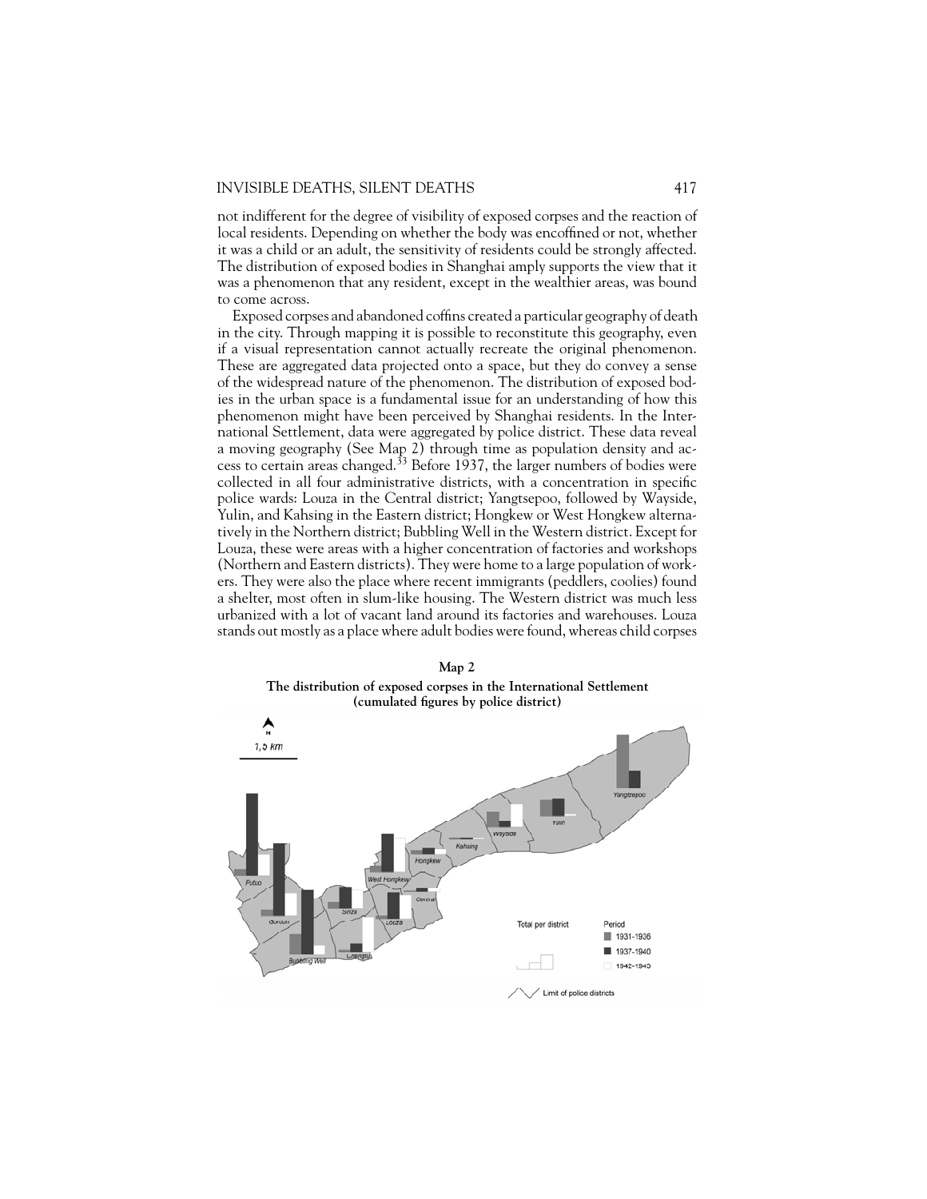not indifferent for the degree of visibility of exposed corpses and the reaction of local residents. Depending on whether the body was encoffined or not, whether it was a child or an adult, the sensitivity of residents could be strongly affected. The distribution of exposed bodies in Shanghai amply supports the view that it was a phenomenon that any resident, except in the wealthier areas, was bound to come across.

Exposed corpses and abandoned coffins created a particular geography of death in the city. Through mapping it is possible to reconstitute this geography, even if a visual representation cannot actually recreate the original phenomenon. These are aggregated data projected onto a space, but they do convey a sense of the widespread nature of the phenomenon. The distribution of exposed bodies in the urban space is a fundamental issue for an understanding of how this phenomenon might have been perceived by Shanghai residents. In the International Settlement, data were aggregated by police district. These data reveal a moving geography (See Map 2) through time as population density and access to certain areas changed.[33] Before 1937, the larger numbers of bodies were collected in all four administrative districts, with a concentration in specific police wards: Louza in the Central district; Yangtsepoo, followed by Wayside, Yulin, and Kahsing in the Eastern district; Hongkew or West Hongkew alternatively in the Northern district; Bubbling Well in the Western district. Except for Louza, these were areas with a higher concentration of factories and workshops (Northern and Eastern districts). They were home to a large population of workers. They were also the place where recent immigrants (peddlers, coolies) found a shelter, most often in slum-like housing. The Western district was much less urbanized with a lot of vacant land around its factories and warehouses. Louza stands out mostly as a place where adult bodies were found, whereas child corpses

**Map 2**

**The distribution of exposed corpses in the International Settlement (cumulated figures by police district)**

N

1,5 km

Yangtzepoo, Yulin, Wayside, Kahsing, Hongkew, West Hongkew, Central, Putuo, Gordon, Sinza, Louza, Bubbling Well, Chengtu

Total per district

Period
1931-1936
1937-1940
1942-1945

Limit of police districts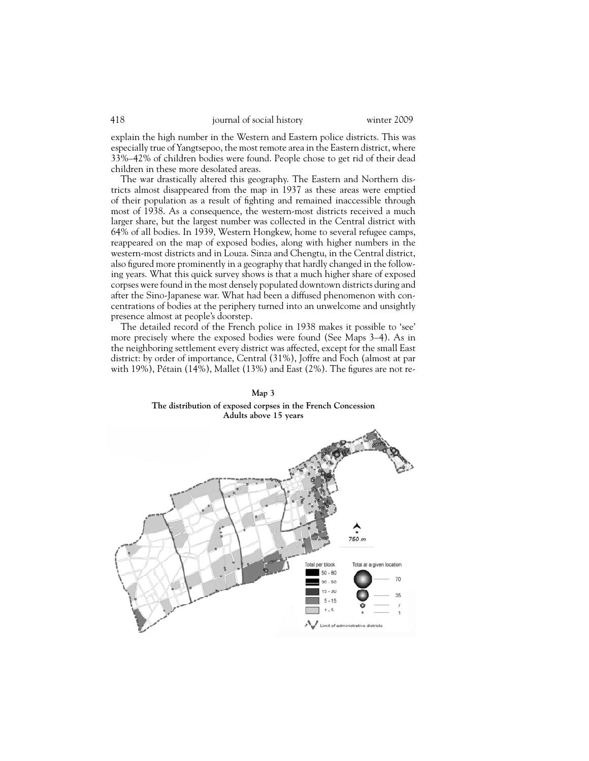explain the high number in the Western and Eastern police districts. This was especially true of Yangtsepoo, the most remote area in the Eastern district, where 33%–42% of children bodies were found. People chose to get rid of their dead children in these more desolated areas.

The war drastically altered this geography. The Eastern and Northern districts almost disappeared from the map in 1937 as these areas were emptied of their population as a result of fighting and remained inaccessible through most of 1938. As a consequence, the western-most districts received a much larger share, but the largest number was collected in the Central district with 64% of all bodies. In 1939, Western Hongkew, home to several refugee camps, reappeared on the map of exposed bodies, along with higher numbers in the western-most districts and in Louza. Sinza and Chengtu, in the Central district, also figured more prominently in a geography that hardly changed in the following years. What this quick survey shows is that a much higher share of exposed corpses were found in the most densely populated downtown districts during and after the Sino-Japanese war. What had been a diffused phenomenon with concentrations of bodies at the periphery turned into an unwelcome and unsightly presence almost at people's doorstep.

The detailed record of the French police in 1938 makes it possible to 'see' more precisely where the exposed bodies were found (See Maps 3–4). As in the neighboring settlement every district was affected, except for the small East district: by order of importance, Central (31%), Joffre and Foch (almost at par with 19%), Pétain (14%), Mallet (13%) and East (2%). The figures are not re-

**Map 3**

**The distribution of exposed corpses in the French Concession Adults above 15 years**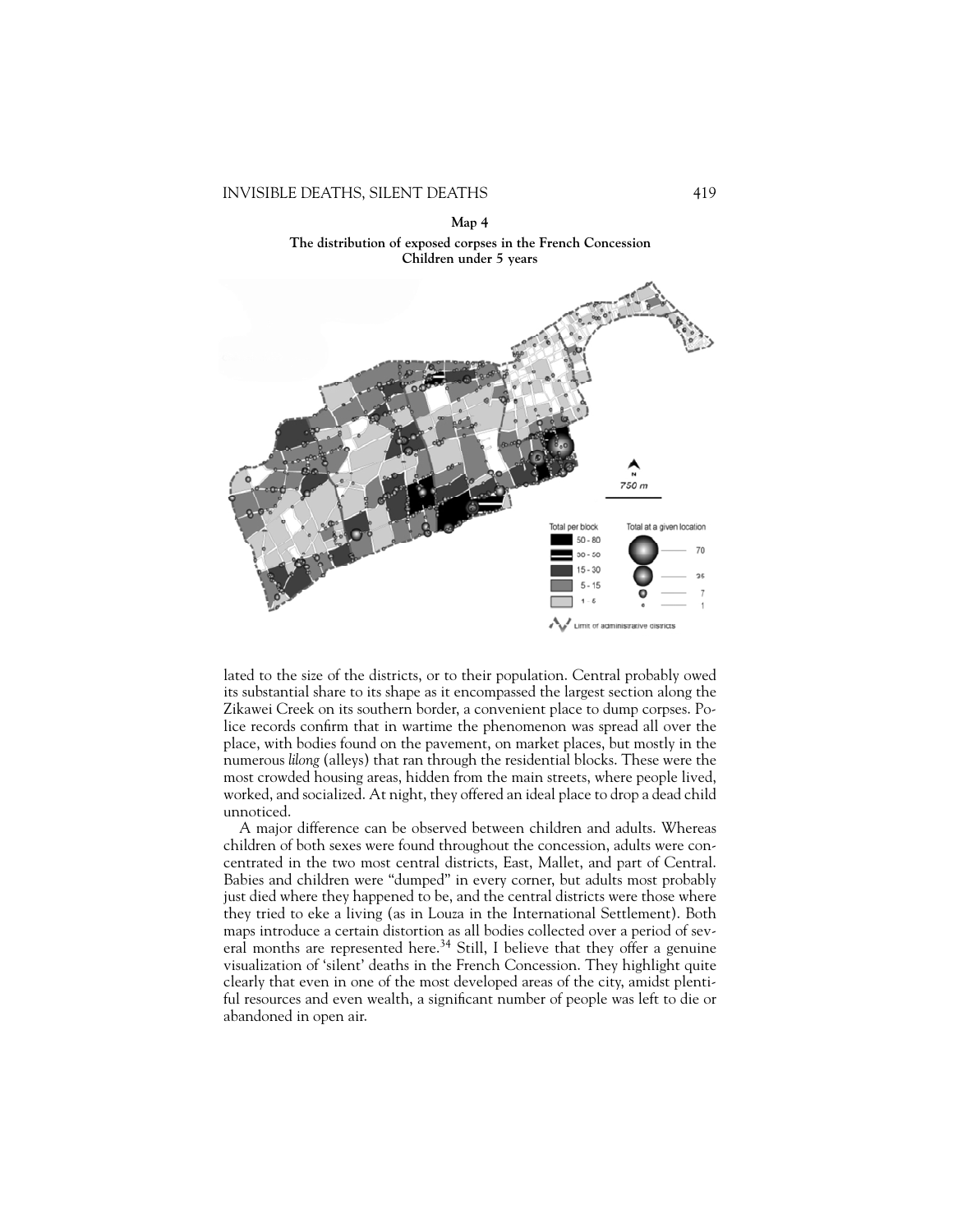**Map 4**

**The distribution of exposed corpses in the French Concession**
**Children under 5 years**

lated to the size of the districts, or to their population. Central probably owed its substantial share to its shape as it encompassed the largest section along the Zikawei Creek on its southern border, a convenient place to dump corpses. Police records confirm that in wartime the phenomenon was spread all over the place, with bodies found on the pavement, on market places, but mostly in the numerous *lilong* (alleys) that ran through the residential blocks. These were the most crowded housing areas, hidden from the main streets, where people lived, worked, and socialized. At night, they offered an ideal place to drop a dead child unnoticed.

A major difference can be observed between children and adults. Whereas children of both sexes were found throughout the concession, adults were concentrated in the two most central districts, East, Mallet, and part of Central. Babies and children were "dumped" in every corner, but adults most probably just died where they happened to be, and the central districts were those where they tried to eke a living (as in Louza in the International Settlement). Both maps introduce a certain distortion as all bodies collected over a period of several months are represented here.[34] Still, I believe that they offer a genuine visualization of 'silent' deaths in the French Concession. They highlight quite clearly that even in one of the most developed areas of the city, amidst plentiful resources and even wealth, a significant number of people was left to die or abandoned in open air.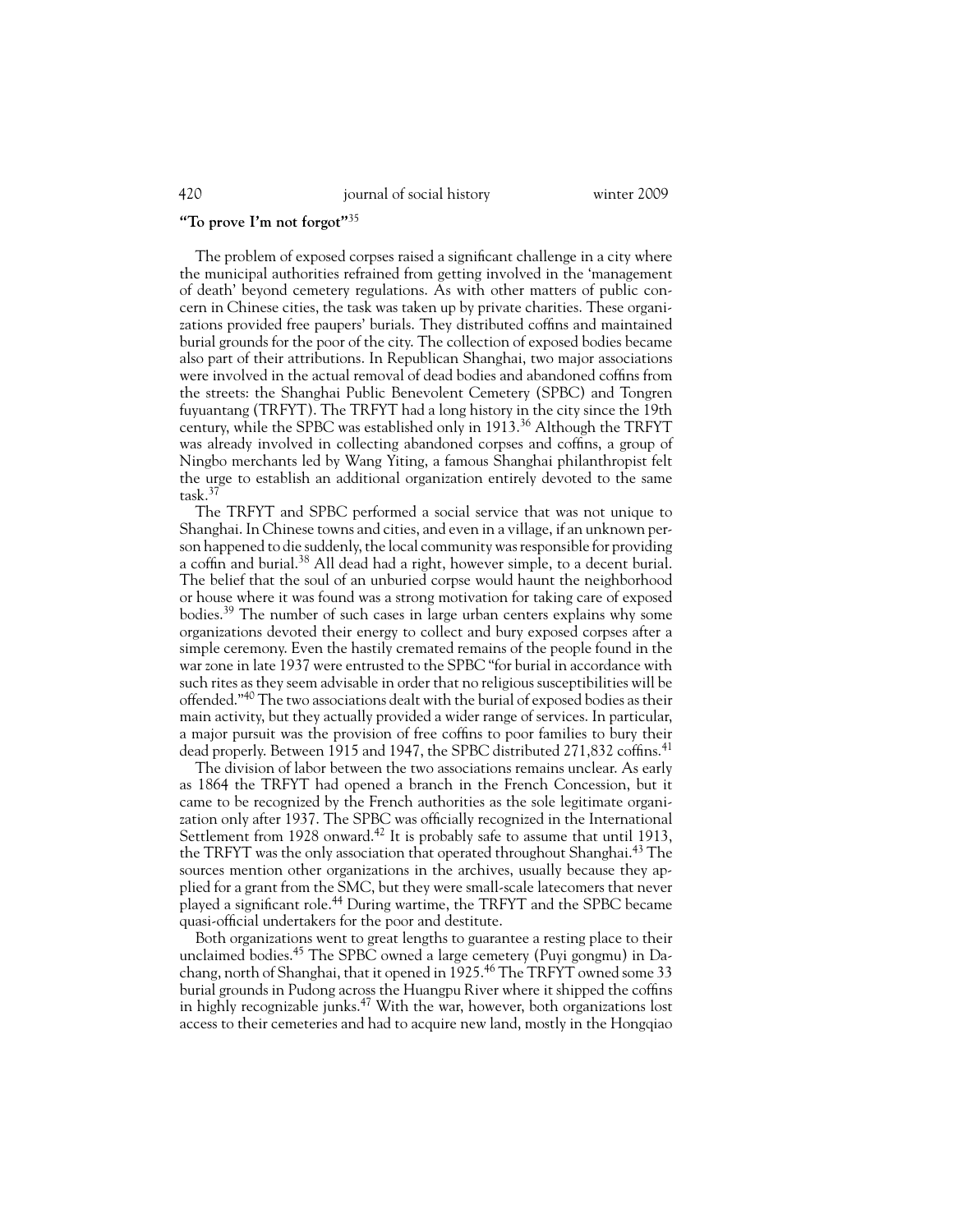**"To prove I'm not forgot"**[35]

The problem of exposed corpses raised a significant challenge in a city where the municipal authorities refrained from getting involved in the 'management of death' beyond cemetery regulations. As with other matters of public concern in Chinese cities, the task was taken up by private charities. These organizations provided free paupers' burials. They distributed coffins and maintained burial grounds for the poor of the city. The collection of exposed bodies became also part of their attributions. In Republican Shanghai, two major associations were involved in the actual removal of dead bodies and abandoned coffins from the streets: the Shanghai Public Benevolent Cemetery (SPBC) and Tongren fuyuantang (TRFYT). The TRFYT had a long history in the city since the 19th century, while the SPBC was established only in 1913.[36] Although the TRFYT was already involved in collecting abandoned corpses and coffins, a group of Ningbo merchants led by Wang Yiting, a famous Shanghai philanthropist felt the urge to establish an additional organization entirely devoted to the same task.[37]

The TRFYT and SPBC performed a social service that was not unique to Shanghai. In Chinese towns and cities, and even in a village, if an unknown person happened to die suddenly, the local community was responsible for providing a coffin and burial.[38] All dead had a right, however simple, to a decent burial. The belief that the soul of an unburied corpse would haunt the neighborhood or house where it was found was a strong motivation for taking care of exposed bodies.[39] The number of such cases in large urban centers explains why some organizations devoted their energy to collect and bury exposed corpses after a simple ceremony. Even the hastily cremated remains of the people found in the war zone in late 1937 were entrusted to the SPBC "for burial in accordance with such rites as they seem advisable in order that no religious susceptibilities will be offended."[40] The two associations dealt with the burial of exposed bodies as their main activity, but they actually provided a wider range of services. In particular, a major pursuit was the provision of free coffins to poor families to bury their dead properly. Between 1915 and 1947, the SPBC distributed 271,832 coffins.[41]

The division of labor between the two associations remains unclear. As early as 1864 the TRFYT had opened a branch in the French Concession, but it came to be recognized by the French authorities as the sole legitimate organization only after 1937. The SPBC was officially recognized in the International Settlement from 1928 onward.[42] It is probably safe to assume that until 1913, the TRFYT was the only association that operated throughout Shanghai.[43] The sources mention other organizations in the archives, usually because they applied for a grant from the SMC, but they were small-scale latecomers that never played a significant role.[44] During wartime, the TRFYT and the SPBC became quasi-official undertakers for the poor and destitute.

Both organizations went to great lengths to guarantee a resting place to their unclaimed bodies.[45] The SPBC owned a large cemetery (Puyi gongmu) in Dachang, north of Shanghai, that it opened in 1925.[46] The TRFYT owned some 33 burial grounds in Pudong across the Huangpu River where it shipped the coffins in highly recognizable junks.[47] With the war, however, both organizations lost access to their cemeteries and had to acquire new land, mostly in the Hongqiao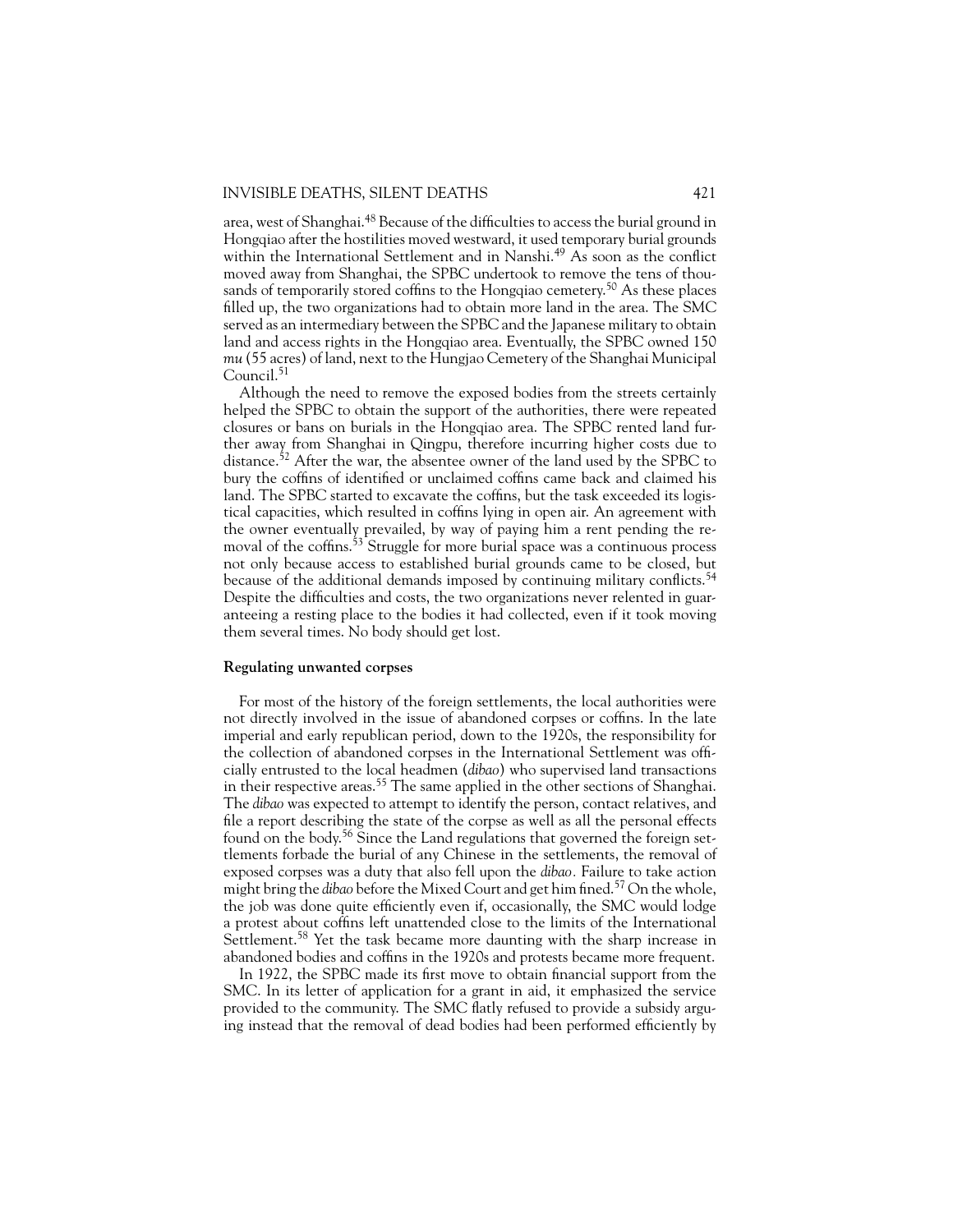area, west of Shanghai.[48] Because of the difficulties to access the burial ground in Hongqiao after the hostilities moved westward, it used temporary burial grounds within the International Settlement and in Nanshi.[49] As soon as the conflict moved away from Shanghai, the SPBC undertook to remove the tens of thousands of temporarily stored coffins to the Hongqiao cemetery.[50] As these places filled up, the two organizations had to obtain more land in the area. The SMC served as an intermediary between the SPBC and the Japanese military to obtain land and access rights in the Hongqiao area. Eventually, the SPBC owned 150 *mu* (55 acres) of land, next to the Hungjao Cemetery of the Shanghai Municipal Council.[51]

Although the need to remove the exposed bodies from the streets certainly helped the SPBC to obtain the support of the authorities, there were repeated closures or bans on burials in the Hongqiao area. The SPBC rented land further away from Shanghai in Qingpu, therefore incurring higher costs due to distance.[52] After the war, the absentee owner of the land used by the SPBC to bury the coffins of identified or unclaimed coffins came back and claimed his land. The SPBC started to excavate the coffins, but the task exceeded its logistical capacities, which resulted in coffins lying in open air. An agreement with the owner eventually prevailed, by way of paying him a rent pending the removal of the coffins.[53] Struggle for more burial space was a continuous process not only because access to established burial grounds came to be closed, but because of the additional demands imposed by continuing military conflicts.[54] Despite the difficulties and costs, the two organizations never relented in guaranteeing a resting place to the bodies it had collected, even if it took moving them several times. No body should get lost.

**Regulating unwanted corpses**

For most of the history of the foreign settlements, the local authorities were not directly involved in the issue of abandoned corpses or coffins. In the late imperial and early republican period, down to the 1920s, the responsibility for the collection of abandoned corpses in the International Settlement was officially entrusted to the local headmen (*dibao*) who supervised land transactions in their respective areas.[55] The same applied in the other sections of Shanghai. The *dibao* was expected to attempt to identify the person, contact relatives, and file a report describing the state of the corpse as well as all the personal effects found on the body.[56] Since the Land regulations that governed the foreign settlements forbade the burial of any Chinese in the settlements, the removal of exposed corpses was a duty that also fell upon the *dibao*. Failure to take action might bring the *dibao* before the Mixed Court and get him fined.[57] On the whole, the job was done quite efficiently even if, occasionally, the SMC would lodge a protest about coffins left unattended close to the limits of the International Settlement.[58] Yet the task became more daunting with the sharp increase in abandoned bodies and coffins in the 1920s and protests became more frequent.

In 1922, the SPBC made its first move to obtain financial support from the SMC. In its letter of application for a grant in aid, it emphasized the service provided to the community. The SMC flatly refused to provide a subsidy arguing instead that the removal of dead bodies had been performed efficiently by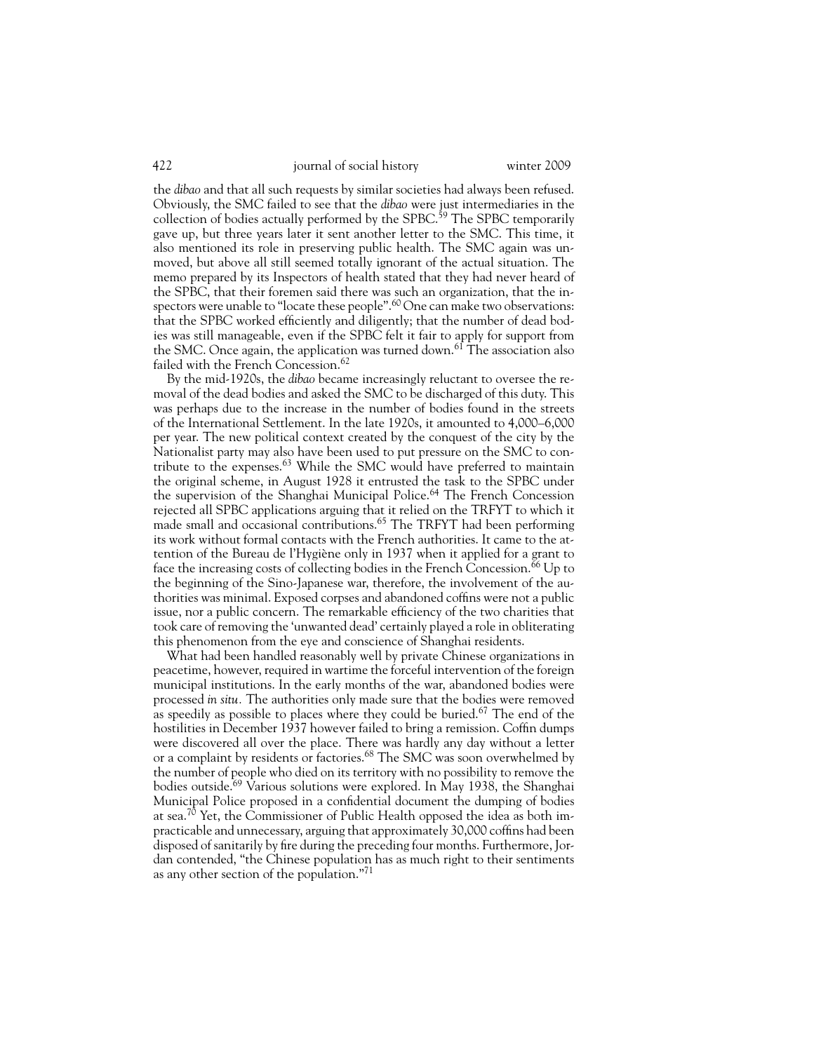the *dibao* and that all such requests by similar societies had always been refused. Obviously, the SMC failed to see that the *dibao* were just intermediaries in the collection of bodies actually performed by the SPBC.[59] The SPBC temporarily gave up, but three years later it sent another letter to the SMC. This time, it also mentioned its role in preserving public health. The SMC again was unmoved, but above all still seemed totally ignorant of the actual situation. The memo prepared by its Inspectors of health stated that they had never heard of the SPBC, that their foremen said there was such an organization, that the inspectors were unable to "locate these people".[60] One can make two observations: that the SPBC worked efficiently and diligently; that the number of dead bodies was still manageable, even if the SPBC felt it fair to apply for support from the SMC. Once again, the application was turned down.[61] The association also failed with the French Concession.[62]

By the mid-1920s, the *dibao* became increasingly reluctant to oversee the removal of the dead bodies and asked the SMC to be discharged of this duty. This was perhaps due to the increase in the number of bodies found in the streets of the International Settlement. In the late 1920s, it amounted to 4,000–6,000 per year. The new political context created by the conquest of the city by the Nationalist party may also have been used to put pressure on the SMC to contribute to the expenses.[63] While the SMC would have preferred to maintain the original scheme, in August 1928 it entrusted the task to the SPBC under the supervision of the Shanghai Municipal Police.[64] The French Concession rejected all SPBC applications arguing that it relied on the TRFYT to which it made small and occasional contributions.[65] The TRFYT had been performing its work without formal contacts with the French authorities. It came to the attention of the Bureau de l'Hygiène only in 1937 when it applied for a grant to face the increasing costs of collecting bodies in the French Concession.[66] Up to the beginning of the Sino-Japanese war, therefore, the involvement of the authorities was minimal. Exposed corpses and abandoned coffins were not a public issue, nor a public concern. The remarkable efficiency of the two charities that took care of removing the 'unwanted dead' certainly played a role in obliterating this phenomenon from the eye and conscience of Shanghai residents.

What had been handled reasonably well by private Chinese organizations in peacetime, however, required in wartime the forceful intervention of the foreign municipal institutions. In the early months of the war, abandoned bodies were processed *in situ*. The authorities only made sure that the bodies were removed as speedily as possible to places where they could be buried.[67] The end of the hostilities in December 1937 however failed to bring a remission. Coffin dumps were discovered all over the place. There was hardly any day without a letter or a complaint by residents or factories.[68] The SMC was soon overwhelmed by the number of people who died on its territory with no possibility to remove the bodies outside.[69] Various solutions were explored. In May 1938, the Shanghai Municipal Police proposed in a confidential document the dumping of bodies at sea.[70] Yet, the Commissioner of Public Health opposed the idea as both impracticable and unnecessary, arguing that approximately 30,000 coffins had been disposed of sanitarily by fire during the preceding four months. Furthermore, Jordan contended, "the Chinese population has as much right to their sentiments as any other section of the population."[71]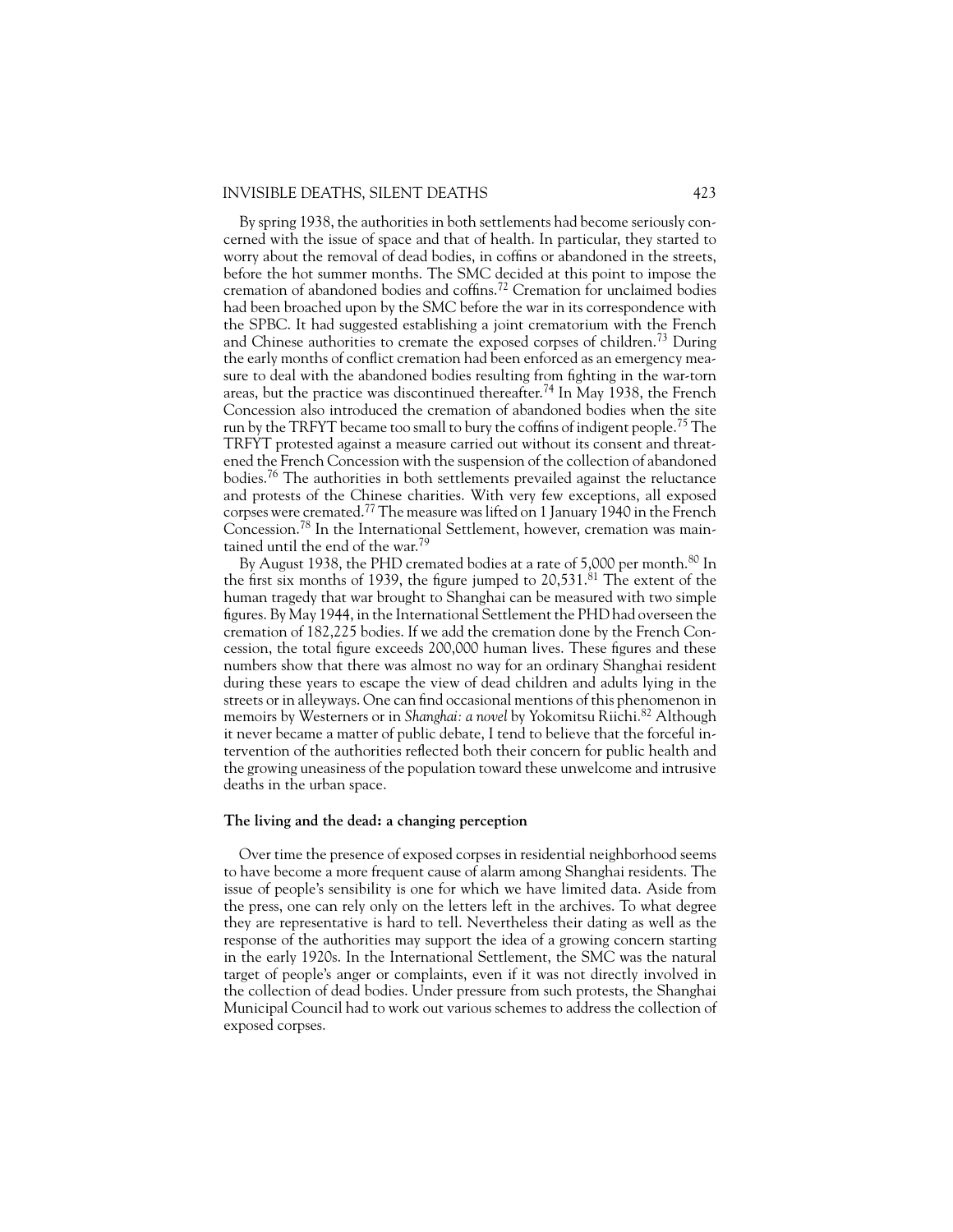By spring 1938, the authorities in both settlements had become seriously concerned with the issue of space and that of health. In particular, they started to worry about the removal of dead bodies, in coffins or abandoned in the streets, before the hot summer months. The SMC decided at this point to impose the cremation of abandoned bodies and coffins.[72] Cremation for unclaimed bodies had been broached upon by the SMC before the war in its correspondence with the SPBC. It had suggested establishing a joint crematorium with the French and Chinese authorities to cremate the exposed corpses of children.[73] During the early months of conflict cremation had been enforced as an emergency measure to deal with the abandoned bodies resulting from fighting in the war-torn areas, but the practice was discontinued thereafter.[74] In May 1938, the French Concession also introduced the cremation of abandoned bodies when the site run by the TRFYT became too small to bury the coffins of indigent people.[75] The TRFYT protested against a measure carried out without its consent and threatened the French Concession with the suspension of the collection of abandoned bodies.[76] The authorities in both settlements prevailed against the reluctance and protests of the Chinese charities. With very few exceptions, all exposed corpses were cremated.[77] The measure was lifted on 1 January 1940 in the French Concession.[78] In the International Settlement, however, cremation was maintained until the end of the war.[79]

By August 1938, the PHD cremated bodies at a rate of 5,000 per month.[80] In the first six months of 1939, the figure jumped to 20,531.[81] The extent of the human tragedy that war brought to Shanghai can be measured with two simple figures. By May 1944, in the International Settlement the PHD had overseen the cremation of 182,225 bodies. If we add the cremation done by the French Concession, the total figure exceeds 200,000 human lives. These figures and these numbers show that there was almost no way for an ordinary Shanghai resident during these years to escape the view of dead children and adults lying in the streets or in alleyways. One can find occasional mentions of this phenomenon in memoirs by Westerners or in *Shanghai: a novel* by Yokomitsu Riichi.[82] Although it never became a matter of public debate, I tend to believe that the forceful intervention of the authorities reflected both their concern for public health and the growing uneasiness of the population toward these unwelcome and intrusive deaths in the urban space.

### The living and the dead: a changing perception

Over time the presence of exposed corpses in residential neighborhood seems to have become a more frequent cause of alarm among Shanghai residents. The issue of people's sensibility is one for which we have limited data. Aside from the press, one can rely only on the letters left in the archives. To what degree they are representative is hard to tell. Nevertheless their dating as well as the response of the authorities may support the idea of a growing concern starting in the early 1920s. In the International Settlement, the SMC was the natural target of people's anger or complaints, even if it was not directly involved in the collection of dead bodies. Under pressure from such protests, the Shanghai Municipal Council had to work out various schemes to address the collection of exposed corpses.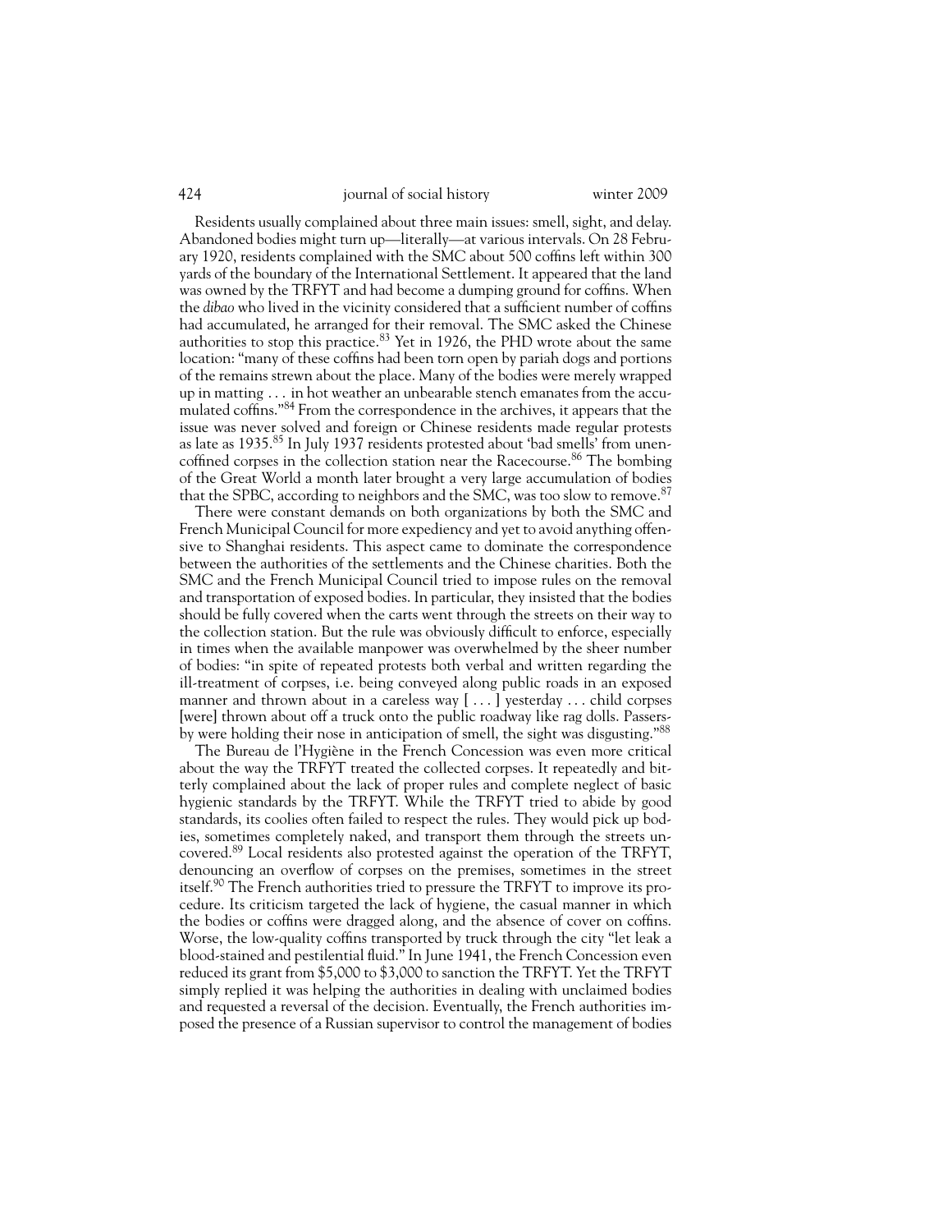Residents usually complained about three main issues: smell, sight, and delay. Abandoned bodies might turn up—literally—at various intervals. On 28 February 1920, residents complained with the SMC about 500 coffins left within 300 yards of the boundary of the International Settlement. It appeared that the land was owned by the TRFYT and had become a dumping ground for coffins. When the *dibao* who lived in the vicinity considered that a sufficient number of coffins had accumulated, he arranged for their removal. The SMC asked the Chinese authorities to stop this practice.[83] Yet in 1926, the PHD wrote about the same location: "many of these coffins had been torn open by pariah dogs and portions of the remains strewn about the place. Many of the bodies were merely wrapped up in matting . . . in hot weather an unbearable stench emanates from the accumulated coffins."[84] From the correspondence in the archives, it appears that the issue was never solved and foreign or Chinese residents made regular protests as late as 1935.[85] In July 1937 residents protested about 'bad smells' from uncoffined corpses in the collection station near the Racecourse.[86] The bombing of the Great World a month later brought a very large accumulation of bodies that the SPBC, according to neighbors and the SMC, was too slow to remove.[87]

There were constant demands on both organizations by both the SMC and French Municipal Council for more expediency and yet to avoid anything offensive to Shanghai residents. This aspect came to dominate the correspondence between the authorities of the settlements and the Chinese charities. Both the SMC and the French Municipal Council tried to impose rules on the removal and transportation of exposed bodies. In particular, they insisted that the bodies should be fully covered when the carts went through the streets on their way to the collection station. But the rule was obviously difficult to enforce, especially in times when the available manpower was overwhelmed by the sheer number of bodies: "in spite of repeated protests both verbal and written regarding the ill-treatment of corpses, i.e. being conveyed along public roads in an exposed manner and thrown about in a careless way [ . . . ] yesterday . . . child corpses [were] thrown about off a truck onto the public roadway like rag dolls. Passers-by were holding their nose in anticipation of smell, the sight was disgusting."[88]

The Bureau de l'Hygiène in the French Concession was even more critical about the way the TRFYT treated the collected corpses. It repeatedly and bitterly complained about the lack of proper rules and complete neglect of basic hygienic standards by the TRFYT. While the TRFYT tried to abide by good standards, its coolies often failed to respect the rules. They would pick up bodies, sometimes completely naked, and transport them through the streets uncovered.[89] Local residents also protested against the operation of the TRFYT, denouncing an overflow of corpses on the premises, sometimes in the street itself.[90] The French authorities tried to pressure the TRFYT to improve its procedure. Its criticism targeted the lack of hygiene, the casual manner in which the bodies or coffins were dragged along, and the absence of cover on coffins. Worse, the low-quality coffins transported by truck through the city "let leak a blood-stained and pestilential fluid." In June 1941, the French Concession even reduced its grant from $5,000 to $3,000 to sanction the TRFYT. Yet the TRFYT simply replied it was helping the authorities in dealing with unclaimed bodies and requested a reversal of the decision. Eventually, the French authorities imposed the presence of a Russian supervisor to control the management of bodies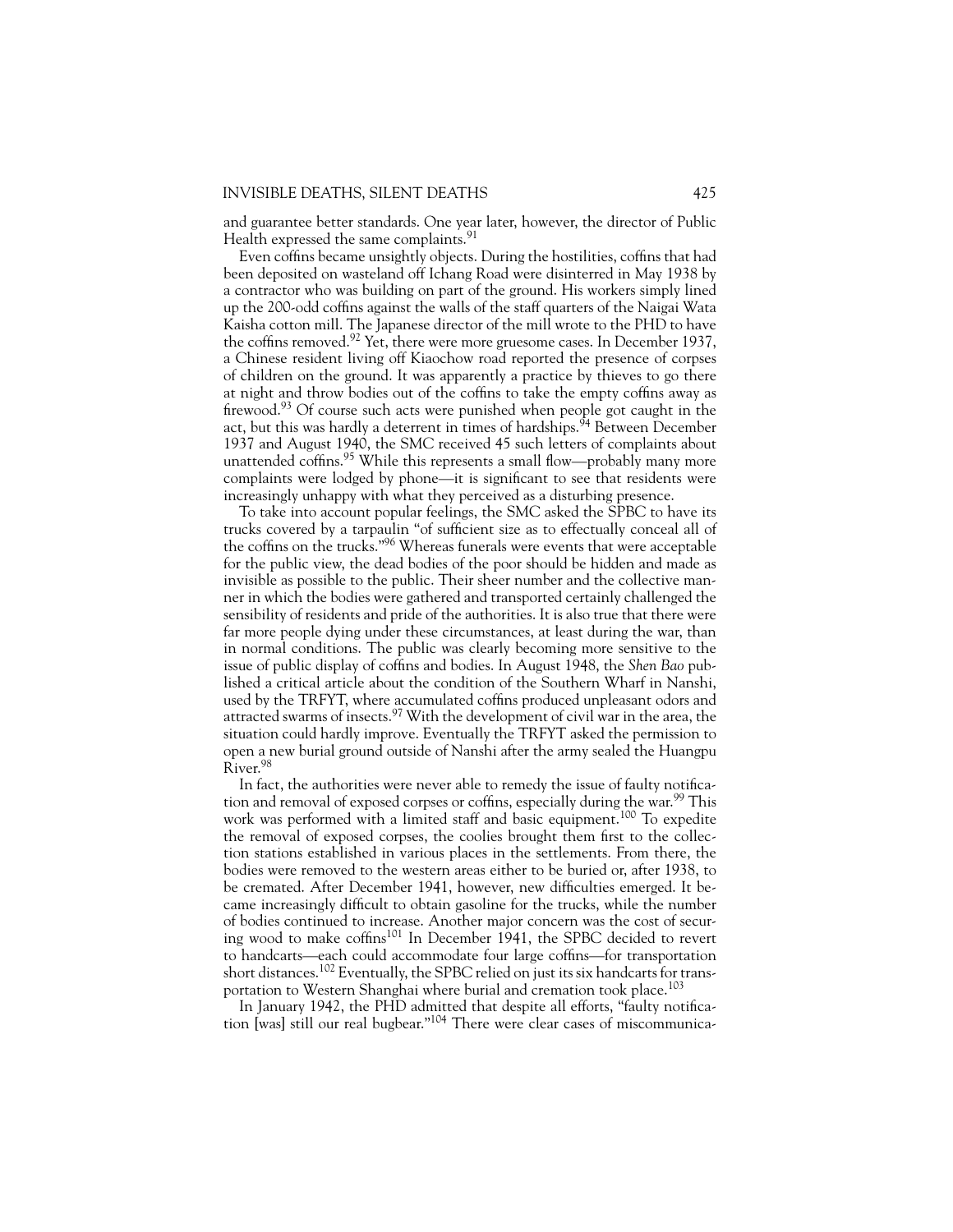and guarantee better standards. One year later, however, the director of Public Health expressed the same complaints.[91]

Even coffins became unsightly objects. During the hostilities, coffins that had been deposited on wasteland off Ichang Road were disinterred in May 1938 by a contractor who was building on part of the ground. His workers simply lined up the 200-odd coffins against the walls of the staff quarters of the Naigai Wata Kaisha cotton mill. The Japanese director of the mill wrote to the PHD to have the coffins removed.[92] Yet, there were more gruesome cases. In December 1937, a Chinese resident living off Kiaochow road reported the presence of corpses of children on the ground. It was apparently a practice by thieves to go there at night and throw bodies out of the coffins to take the empty coffins away as firewood.[93] Of course such acts were punished when people got caught in the act, but this was hardly a deterrent in times of hardships.[94] Between December 1937 and August 1940, the SMC received 45 such letters of complaints about unattended coffins.[95] While this represents a small flow—probably many more complaints were lodged by phone—it is significant to see that residents were increasingly unhappy with what they perceived as a disturbing presence.

To take into account popular feelings, the SMC asked the SPBC to have its trucks covered by a tarpaulin "of sufficient size as to effectually conceal all of the coffins on the trucks."[96] Whereas funerals were events that were acceptable for the public view, the dead bodies of the poor should be hidden and made as invisible as possible to the public. Their sheer number and the collective manner in which the bodies were gathered and transported certainly challenged the sensibility of residents and pride of the authorities. It is also true that there were far more people dying under these circumstances, at least during the war, than in normal conditions. The public was clearly becoming more sensitive to the issue of public display of coffins and bodies. In August 1948, the *Shen Bao* published a critical article about the condition of the Southern Wharf in Nanshi, used by the TRFYT, where accumulated coffins produced unpleasant odors and attracted swarms of insects.[97] With the development of civil war in the area, the situation could hardly improve. Eventually the TRFYT asked the permission to open a new burial ground outside of Nanshi after the army sealed the Huangpu River.[98]

In fact, the authorities were never able to remedy the issue of faulty notification and removal of exposed corpses or coffins, especially during the war.[99] This work was performed with a limited staff and basic equipment.[100] To expedite the removal of exposed corpses, the coolies brought them first to the collection stations established in various places in the settlements. From there, the bodies were removed to the western areas either to be buried or, after 1938, to be cremated. After December 1941, however, new difficulties emerged. It became increasingly difficult to obtain gasoline for the trucks, while the number of bodies continued to increase. Another major concern was the cost of securing wood to make coffins[101] In December 1941, the SPBC decided to revert to handcarts—each could accommodate four large coffins—for transportation short distances.[102] Eventually, the SPBC relied on just its six handcarts for transportation to Western Shanghai where burial and cremation took place.[103]

In January 1942, the PHD admitted that despite all efforts, "faulty notification [was] still our real bugbear."[104] There were clear cases of miscommunica-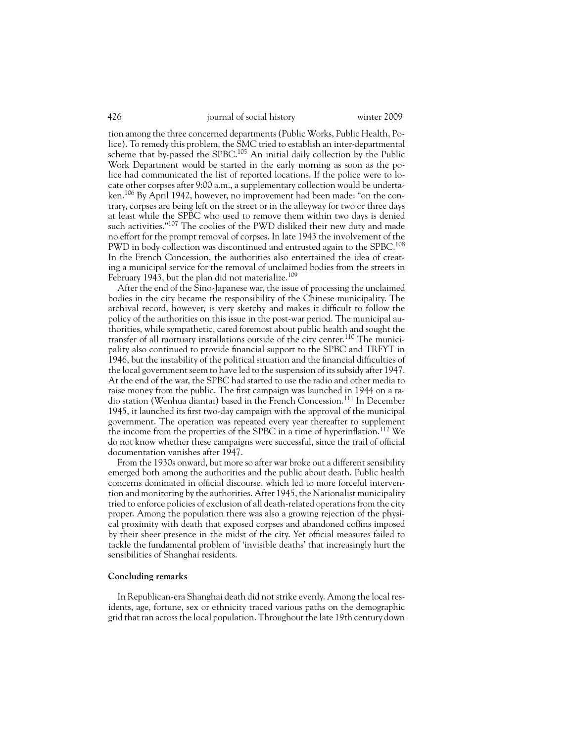tion among the three concerned departments (Public Works, Public Health, Police). To remedy this problem, the SMC tried to establish an inter-departmental scheme that by-passed the SPBC.[105] An initial daily collection by the Public Work Department would be started in the early morning as soon as the police had communicated the list of reported locations. If the police were to locate other corpses after 9:00 a.m., a supplementary collection would be undertaken.[106] By April 1942, however, no improvement had been made: "on the contrary, corpses are being left on the street or in the alleyway for two or three days at least while the SPBC who used to remove them within two days is denied such activities."[107] The coolies of the PWD disliked their new duty and made no effort for the prompt removal of corpses. In late 1943 the involvement of the PWD in body collection was discontinued and entrusted again to the SPBC.[108] In the French Concession, the authorities also entertained the idea of creating a municipal service for the removal of unclaimed bodies from the streets in February 1943, but the plan did not materialize.[109]

After the end of the Sino-Japanese war, the issue of processing the unclaimed bodies in the city became the responsibility of the Chinese municipality. The archival record, however, is very sketchy and makes it difficult to follow the policy of the authorities on this issue in the post-war period. The municipal authorities, while sympathetic, cared foremost about public health and sought the transfer of all mortuary installations outside of the city center.[110] The municipality also continued to provide financial support to the SPBC and TRFYT in 1946, but the instability of the political situation and the financial difficulties of the local government seem to have led to the suspension of its subsidy after 1947. At the end of the war, the SPBC had started to use the radio and other media to raise money from the public. The first campaign was launched in 1944 on a radio station (Wenhua diantai) based in the French Concession.[111] In December 1945, it launched its first two-day campaign with the approval of the municipal government. The operation was repeated every year thereafter to supplement the income from the properties of the SPBC in a time of hyperinflation.[112] We do not know whether these campaigns were successful, since the trail of official documentation vanishes after 1947.

From the 1930s onward, but more so after war broke out a different sensibility emerged both among the authorities and the public about death. Public health concerns dominated in official discourse, which led to more forceful intervention and monitoring by the authorities. After 1945, the Nationalist municipality tried to enforce policies of exclusion of all death-related operations from the city proper. Among the population there was also a growing rejection of the physical proximity with death that exposed corpses and abandoned coffins imposed by their sheer presence in the midst of the city. Yet official measures failed to tackle the fundamental problem of 'invisible deaths' that increasingly hurt the sensibilities of Shanghai residents.

## Concluding remarks

In Republican-era Shanghai death did not strike evenly. Among the local residents, age, fortune, sex or ethnicity traced various paths on the demographic grid that ran across the local population. Throughout the late 19th century down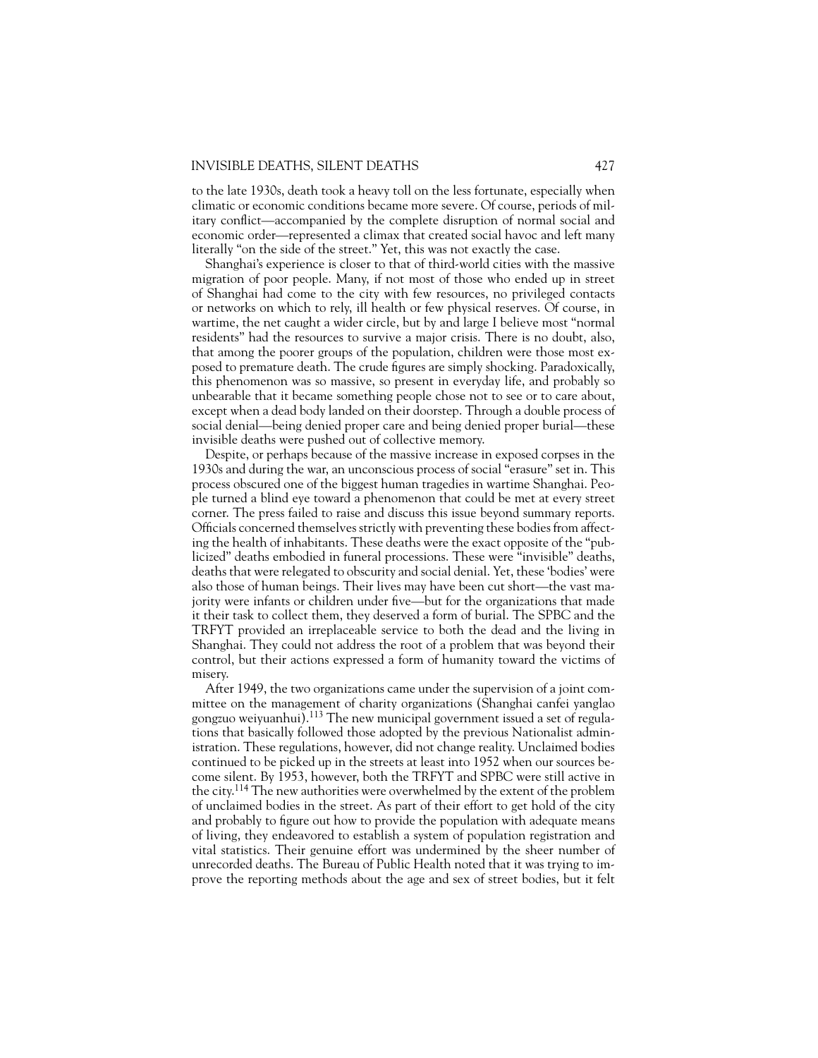to the late 1930s, death took a heavy toll on the less fortunate, especially when climatic or economic conditions became more severe. Of course, periods of military conflict—accompanied by the complete disruption of normal social and economic order—represented a climax that created social havoc and left many literally "on the side of the street." Yet, this was not exactly the case.

Shanghai's experience is closer to that of third-world cities with the massive migration of poor people. Many, if not most of those who ended up in street of Shanghai had come to the city with few resources, no privileged contacts or networks on which to rely, ill health or few physical reserves. Of course, in wartime, the net caught a wider circle, but by and large I believe most "normal residents" had the resources to survive a major crisis. There is no doubt, also, that among the poorer groups of the population, children were those most exposed to premature death. The crude figures are simply shocking. Paradoxically, this phenomenon was so massive, so present in everyday life, and probably so unbearable that it became something people chose not to see or to care about, except when a dead body landed on their doorstep. Through a double process of social denial—being denied proper care and being denied proper burial—these invisible deaths were pushed out of collective memory.

Despite, or perhaps because of the massive increase in exposed corpses in the 1930s and during the war, an unconscious process of social "erasure" set in. This process obscured one of the biggest human tragedies in wartime Shanghai. People turned a blind eye toward a phenomenon that could be met at every street corner. The press failed to raise and discuss this issue beyond summary reports. Officials concerned themselves strictly with preventing these bodies from affecting the health of inhabitants. These deaths were the exact opposite of the "publicized" deaths embodied in funeral processions. These were "invisible" deaths, deaths that were relegated to obscurity and social denial. Yet, these 'bodies' were also those of human beings. Their lives may have been cut short—the vast majority were infants or children under five—but for the organizations that made it their task to collect them, they deserved a form of burial. The SPBC and the TRFYT provided an irreplaceable service to both the dead and the living in Shanghai. They could not address the root of a problem that was beyond their control, but their actions expressed a form of humanity toward the victims of misery.

After 1949, the two organizations came under the supervision of a joint committee on the management of charity organizations (Shanghai canfei yanglao gongzuo weiyuanhui).[113] The new municipal government issued a set of regulations that basically followed those adopted by the previous Nationalist administration. These regulations, however, did not change reality. Unclaimed bodies continued to be picked up in the streets at least into 1952 when our sources become silent. By 1953, however, both the TRFYT and SPBC were still active in the city.[114] The new authorities were overwhelmed by the extent of the problem of unclaimed bodies in the street. As part of their effort to get hold of the city and probably to figure out how to provide the population with adequate means of living, they endeavored to establish a system of population registration and vital statistics. Their genuine effort was undermined by the sheer number of unrecorded deaths. The Bureau of Public Health noted that it was trying to improve the reporting methods about the age and sex of street bodies, but it felt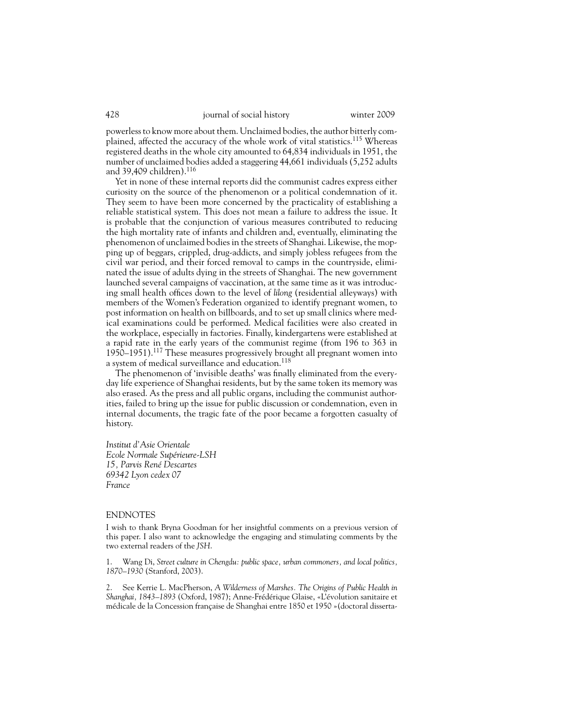powerless to know more about them. Unclaimed bodies, the author bitterly complained, affected the accuracy of the whole work of vital statistics.[115] Whereas registered deaths in the whole city amounted to 64,834 individuals in 1951, the number of unclaimed bodies added a staggering 44,661 individuals (5,252 adults and 39,409 children).[116]

Yet in none of these internal reports did the communist cadres express either curiosity on the source of the phenomenon or a political condemnation of it. They seem to have been more concerned by the practicality of establishing a reliable statistical system. This does not mean a failure to address the issue. It is probable that the conjunction of various measures contributed to reducing the high mortality rate of infants and children and, eventually, eliminating the phenomenon of unclaimed bodies in the streets of Shanghai. Likewise, the mopping up of beggars, crippled, drug-addicts, and simply jobless refugees from the civil war period, and their forced removal to camps in the countryside, eliminated the issue of adults dying in the streets of Shanghai. The new government launched several campaigns of vaccination, at the same time as it was introducing small health offices down to the level of *lilong* (residential alleyways) with members of the Women's Federation organized to identify pregnant women, to post information on health on billboards, and to set up small clinics where medical examinations could be performed. Medical facilities were also created in the workplace, especially in factories. Finally, kindergartens were established at a rapid rate in the early years of the communist regime (from 196 to 363 in 1950–1951).[117] These measures progressively brought all pregnant women into a system of medical surveillance and education.[118]

The phenomenon of 'invisible deaths' was finally eliminated from the everyday life experience of Shanghai residents, but by the same token its memory was also erased. As the press and all public organs, including the communist authorities, failed to bring up the issue for public discussion or condemnation, even in internal documents, the tragic fate of the poor became a forgotten casualty of history.

*Institut d'Asie Orientale*
*Ecole Normale Supérieure-LSH*
*15, Parvis René Descartes*
*69342 Lyon cedex 07*
*France*

## ENDNOTES

I wish to thank Bryna Goodman for her insightful comments on a previous version of this paper. I also want to acknowledge the engaging and stimulating comments by the two external readers of the *JSH*.

1. Wang Di, *Street culture in Chengdu: public space, urban commoners, and local politics, 1870–1930* (Stanford, 2003).

2. See Kerrie L. MacPherson, *A Wilderness of Marshes. The Origins of Public Health in Shanghai, 1843–1893* (Oxford, 1987); Anne-Frédérique Glaise, «L'évolution sanitaire et médicale de la Concession française de Shanghai entre 1850 et 1950 »(doctoral disserta-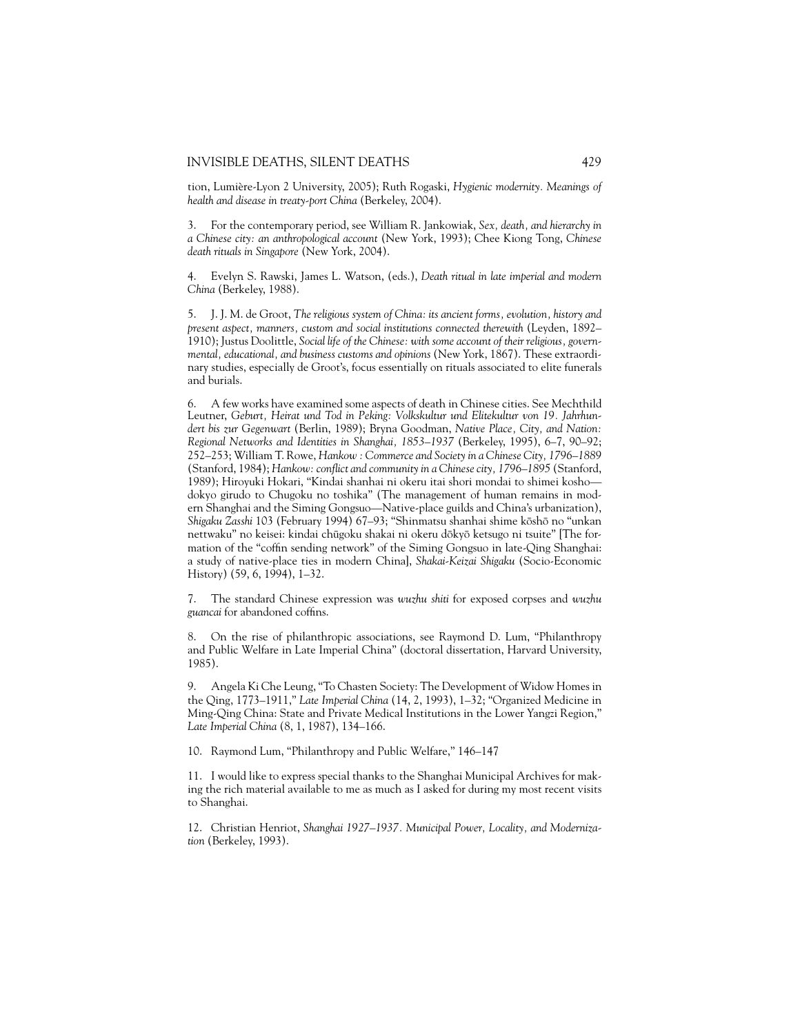tion, Lumière-Lyon 2 University, 2005); Ruth Rogaski, *Hygienic modernity. Meanings of health and disease in treaty-port China* (Berkeley, 2004).

3. For the contemporary period, see William R. Jankowiak, *Sex, death, and hierarchy in a Chinese city: an anthropological account* (New York, 1993); Chee Kiong Tong, *Chinese death rituals in Singapore* (New York, 2004).

4. Evelyn S. Rawski, James L. Watson, (eds.), *Death ritual in late imperial and modern China* (Berkeley, 1988).

5. J. J. M. de Groot, *The religious system of China: its ancient forms, evolution, history and present aspect, manners, custom and social institutions connected therewith* (Leyden, 1892–1910); Justus Doolittle, *Social life of the Chinese: with some account of their religious, governmental, educational, and business customs and opinions* (New York, 1867). These extraordinary studies, especially de Groot's, focus essentially on rituals associated to elite funerals and burials.

6. A few works have examined some aspects of death in Chinese cities. See Mechthild Leutner, *Geburt, Heirat und Tod in Peking: Volkskultur und Elitekultur von 19. Jahrhundert bis zur Gegenwart* (Berlin, 1989); Bryna Goodman, *Native Place, City, and Nation: Regional Networks and Identities in Shanghai, 1853–1937* (Berkeley, 1995), 6–7, 90–92; 252–253; William T. Rowe, *Hankow : Commerce and Society in a Chinese City, 1796–1889* (Stanford, 1984); *Hankow: conflict and community in a Chinese city, 1796–1895* (Stanford, 1989); Hiroyuki Hokari, "Kindai shanhai ni okeru itai shori mondai to shimei kosho—dokyo girudo to Chugoku no toshika" (The management of human remains in modern Shanghai and the Siming Gongsuo—Native-place guilds and China's urbanization), *Shigaku Zasshi* 103 (February 1994) 67–93; "Shinmatsu shanhai shime kōshō no "unkan nettwaku" no keisei: kindai chūgoku shakai ni okeru dōkyō ketsugo ni tsuite" [The formation of the "coffin sending network" of the Siming Gongsuo in late-Qing Shanghai: a study of native-place ties in modern China], *Shakai-Keizai Shigaku* (Socio-Economic History) (59, 6, 1994), 1–32.

7. The standard Chinese expression was *wuzhu shiti* for exposed corpses and *wuzhu guancai* for abandoned coffins.

8. On the rise of philanthropic associations, see Raymond D. Lum, "Philanthropy and Public Welfare in Late Imperial China" (doctoral dissertation, Harvard University, 1985).

9. Angela Ki Che Leung, "To Chasten Society: The Development of Widow Homes in the Qing, 1773–1911," *Late Imperial China* (14, 2, 1993), 1–32; "Organized Medicine in Ming-Qing China: State and Private Medical Institutions in the Lower Yangzi Region," *Late Imperial China* (8, 1, 1987), 134–166.

10. Raymond Lum, "Philanthropy and Public Welfare," 146–147

11. I would like to express special thanks to the Shanghai Municipal Archives for making the rich material available to me as much as I asked for during my most recent visits to Shanghai.

12. Christian Henriot, *Shanghai 1927–1937. Municipal Power, Locality, and Modernization* (Berkeley, 1993).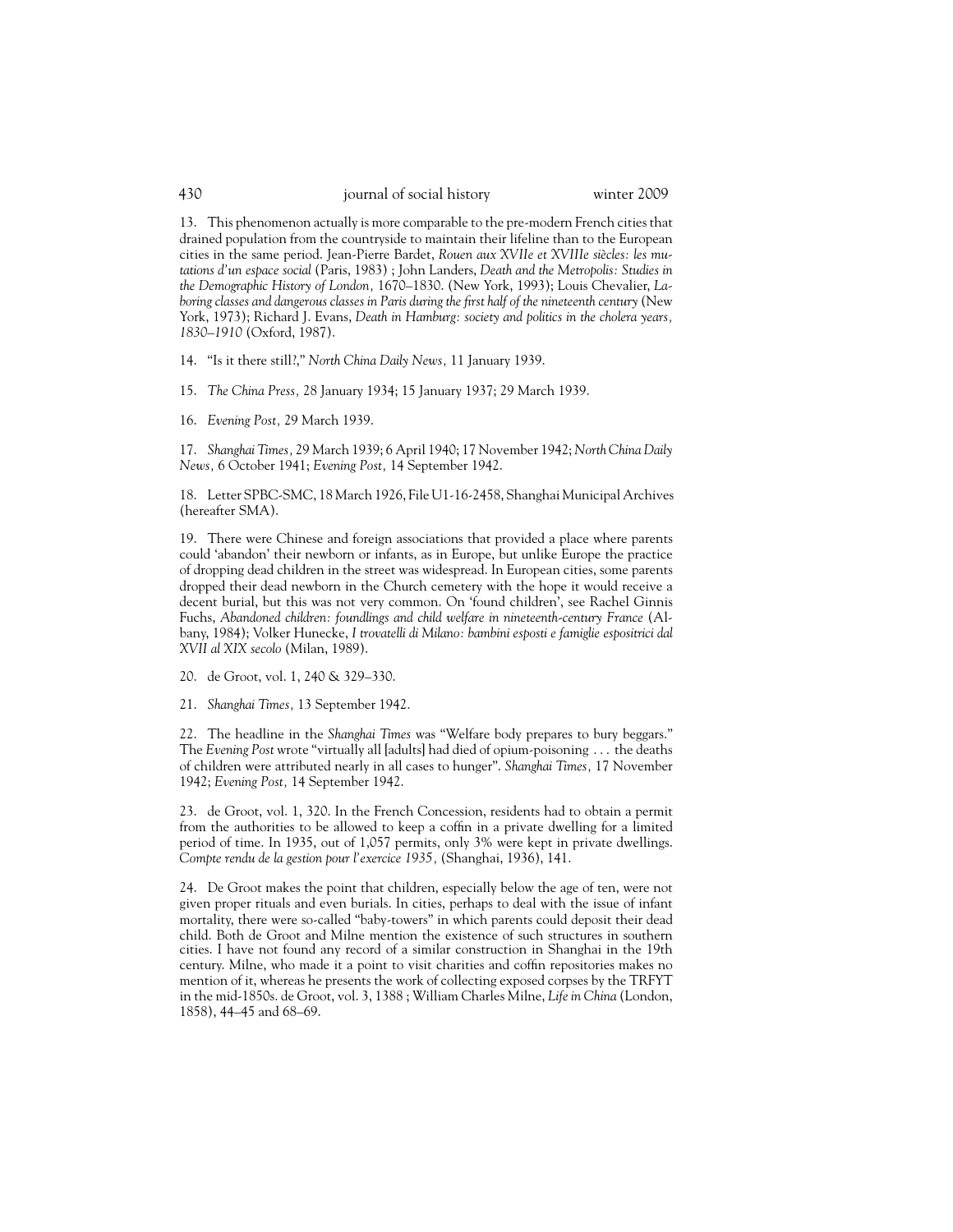13. This phenomenon actually is more comparable to the pre-modern French cities that drained population from the countryside to maintain their lifeline than to the European cities in the same period. Jean-Pierre Bardet, *Rouen aux XVIIe et XVIIIe siècles: les mutations d'un espace social* (Paris, 1983) ; John Landers, *Death and the Metropolis: Studies in the Demographic History of London, 1670–1830.* (New York, 1993); Louis Chevalier, *Laboring classes and dangerous classes in Paris during the first half of the nineteenth century* (New York, 1973); Richard J. Evans, *Death in Hamburg: society and politics in the cholera years, 1830–1910* (Oxford, 1987).

14. "Is it there still?," *North China Daily News,* 11 January 1939.

15. *The China Press,* 28 January 1934; 15 January 1937; 29 March 1939.

16. *Evening Post,* 29 March 1939.

17. *Shanghai Times,* 29 March 1939; 6 April 1940; 17 November 1942; *North China Daily News,* 6 October 1941; *Evening Post,* 14 September 1942.

18. Letter SPBC-SMC, 18 March 1926, File U1-16-2458, Shanghai Municipal Archives (hereafter SMA).

19. There were Chinese and foreign associations that provided a place where parents could 'abandon' their newborn or infants, as in Europe, but unlike Europe the practice of dropping dead children in the street was widespread. In European cities, some parents dropped their dead newborn in the Church cemetery with the hope it would receive a decent burial, but this was not very common. On 'found children', see Rachel Ginnis Fuchs, *Abandoned children: foundlings and child welfare in nineteenth-century France* (Albany, 1984); Volker Hunecke, *I trovatelli di Milano: bambini esposti e famiglie espositrici dal XVII al XIX secolo* (Milan, 1989).

20. de Groot, vol. 1, 240 & 329–330.

21. *Shanghai Times,* 13 September 1942.

22. The headline in the *Shanghai Times* was "Welfare body prepares to bury beggars." The *Evening Post* wrote "virtually all [adults] had died of opium-poisoning . . . the deaths of children were attributed nearly in all cases to hunger". *Shanghai Times,* 17 November 1942; *Evening Post,* 14 September 1942.

23. de Groot, vol. 1, 320. In the French Concession, residents had to obtain a permit from the authorities to be allowed to keep a coffin in a private dwelling for a limited period of time. In 1935, out of 1,057 permits, only 3% were kept in private dwellings. *Compte rendu de la gestion pour l'exercice 1935,* (Shanghai, 1936), 141.

24. De Groot makes the point that children, especially below the age of ten, were not given proper rituals and even burials. In cities, perhaps to deal with the issue of infant mortality, there were so-called "baby-towers" in which parents could deposit their dead child. Both de Groot and Milne mention the existence of such structures in southern cities. I have not found any record of a similar construction in Shanghai in the 19th century. Milne, who made it a point to visit charities and coffin repositories makes no mention of it, whereas he presents the work of collecting exposed corpses by the TRFYT in the mid-1850s. de Groot, vol. 3, 1388 ; William Charles Milne, *Life in China* (London, 1858), 44–45 and 68–69.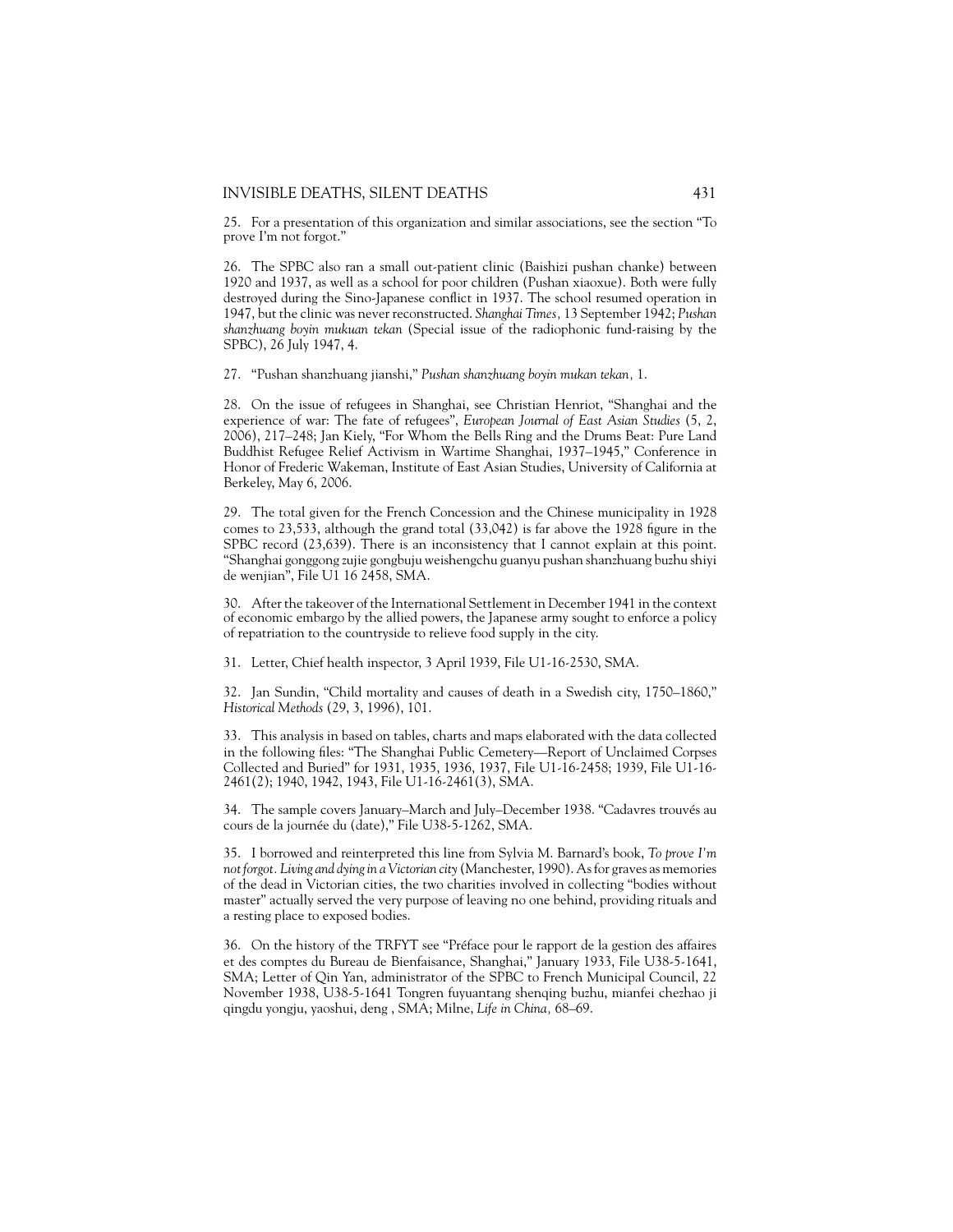25. For a presentation of this organization and similar associations, see the section "To prove I'm not forgot."

26. The SPBC also ran a small out-patient clinic (Baishizi pushan chanke) between 1920 and 1937, as well as a school for poor children (Pushan xiaoxue). Both were fully destroyed during the Sino-Japanese conflict in 1937. The school resumed operation in 1947, but the clinic was never reconstructed. *Shanghai Times,* 13 September 1942; *Pushan shanzhuang boyin mukuan tekan* (Special issue of the radiophonic fund-raising by the SPBC), 26 July 1947, 4.

27. "Pushan shanzhuang jianshi," *Pushan shanzhuang boyin mukan tekan,* 1.

28. On the issue of refugees in Shanghai, see Christian Henriot, "Shanghai and the experience of war: The fate of refugees", *European Journal of East Asian Studies* (5, 2, 2006), 217–248; Jan Kiely, "For Whom the Bells Ring and the Drums Beat: Pure Land Buddhist Refugee Relief Activism in Wartime Shanghai, 1937–1945," Conference in Honor of Frederic Wakeman, Institute of East Asian Studies, University of California at Berkeley, May 6, 2006.

29. The total given for the French Concession and the Chinese municipality in 1928 comes to 23,533, although the grand total (33,042) is far above the 1928 figure in the SPBC record (23,639). There is an inconsistency that I cannot explain at this point. "Shanghai gonggong zujie gongbuju weishengchu guanyu pushan shanzhuang buzhu shiyi de wenjian", File U1 16 2458, SMA.

30. After the takeover of the International Settlement in December 1941 in the context of economic embargo by the allied powers, the Japanese army sought to enforce a policy of repatriation to the countryside to relieve food supply in the city.

31. Letter, Chief health inspector, 3 April 1939, File U1-16-2530, SMA.

32. Jan Sundin, "Child mortality and causes of death in a Swedish city, 1750–1860," *Historical Methods* (29, 3, 1996), 101.

33. This analysis in based on tables, charts and maps elaborated with the data collected in the following files: "The Shanghai Public Cemetery—Report of Unclaimed Corpses Collected and Buried" for 1931, 1935, 1936, 1937, File U1-16-2458; 1939, File U1-16-2461(2); 1940, 1942, 1943, File U1-16-2461(3), SMA.

34. The sample covers January–March and July–December 1938. "Cadavres trouvés au cours de la journée du (date)," File U38-5-1262, SMA.

35. I borrowed and reinterpreted this line from Sylvia M. Barnard's book, *To prove I'm not forgot. Living and dying in a Victorian city* (Manchester, 1990). As for graves as memories of the dead in Victorian cities, the two charities involved in collecting "bodies without master" actually served the very purpose of leaving no one behind, providing rituals and a resting place to exposed bodies.

36. On the history of the TRFYT see "Préface pour le rapport de la gestion des affaires et des comptes du Bureau de Bienfaisance, Shanghai," January 1933, File U38-5-1641, SMA; Letter of Qin Yan, administrator of the SPBC to French Municipal Council, 22 November 1938, U38-5-1641 Tongren fuyuantang shenqing buzhu, mianfei chezhao ji qingdu yongju, yaoshui, deng , SMA; Milne, *Life in China,* 68–69.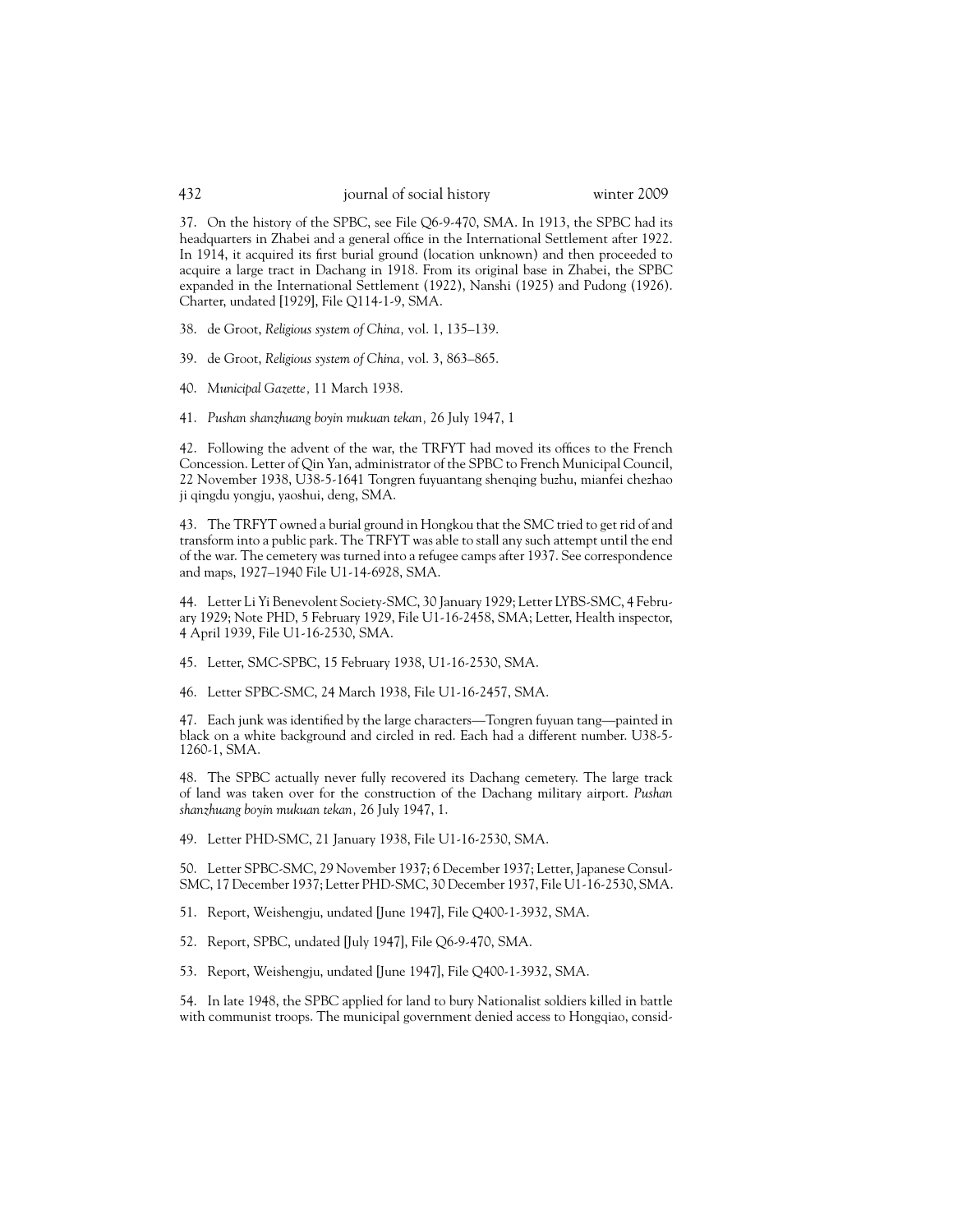37. On the history of the SPBC, see File Q6-9-470, SMA. In 1913, the SPBC had its headquarters in Zhabei and a general office in the International Settlement after 1922. In 1914, it acquired its first burial ground (location unknown) and then proceeded to acquire a large tract in Dachang in 1918. From its original base in Zhabei, the SPBC expanded in the International Settlement (1922), Nanshi (1925) and Pudong (1926). Charter, undated [1929], File Q114-1-9, SMA.

38. de Groot, *Religious system of China,* vol. 1, 135–139.

39. de Groot, *Religious system of China,* vol. 3, 863–865.

40. *Municipal Gazette,* 11 March 1938.

41. *Pushan shanzhuang boyin mukuan tekan,* 26 July 1947, 1

42. Following the advent of the war, the TRFYT had moved its offices to the French Concession. Letter of Qin Yan, administrator of the SPBC to French Municipal Council, 22 November 1938, U38-5-1641 Tongren fuyuantang shenqing buzhu, mianfei chezhao ji qingdu yongju, yaoshui, deng, SMA.

43. The TRFYT owned a burial ground in Hongkou that the SMC tried to get rid of and transform into a public park. The TRFYT was able to stall any such attempt until the end of the war. The cemetery was turned into a refugee camps after 1937. See correspondence and maps, 1927–1940 File U1-14-6928, SMA.

44. Letter Li Yi Benevolent Society-SMC, 30 January 1929; Letter LYBS-SMC, 4 February 1929; Note PHD, 5 February 1929, File U1-16-2458, SMA; Letter, Health inspector, 4 April 1939, File U1-16-2530, SMA.

45. Letter, SMC-SPBC, 15 February 1938, U1-16-2530, SMA.

46. Letter SPBC-SMC, 24 March 1938, File U1-16-2457, SMA.

47. Each junk was identified by the large characters—Tongren fuyuan tang—painted in black on a white background and circled in red. Each had a different number. U38-5-1260-1, SMA.

48. The SPBC actually never fully recovered its Dachang cemetery. The large track of land was taken over for the construction of the Dachang military airport. *Pushan shanzhuang boyin mukuan tekan,* 26 July 1947, 1.

49. Letter PHD-SMC, 21 January 1938, File U1-16-2530, SMA.

50. Letter SPBC-SMC, 29 November 1937; 6 December 1937; Letter, Japanese Consul-SMC, 17 December 1937; Letter PHD-SMC, 30 December 1937, File U1-16-2530, SMA.

51. Report, Weishengju, undated [June 1947], File Q400-1-3932, SMA.

52. Report, SPBC, undated [July 1947], File Q6-9-470, SMA.

53. Report, Weishengju, undated [June 1947], File Q400-1-3932, SMA.

54. In late 1948, the SPBC applied for land to bury Nationalist soldiers killed in battle with communist troops. The municipal government denied access to Hongqiao, consid-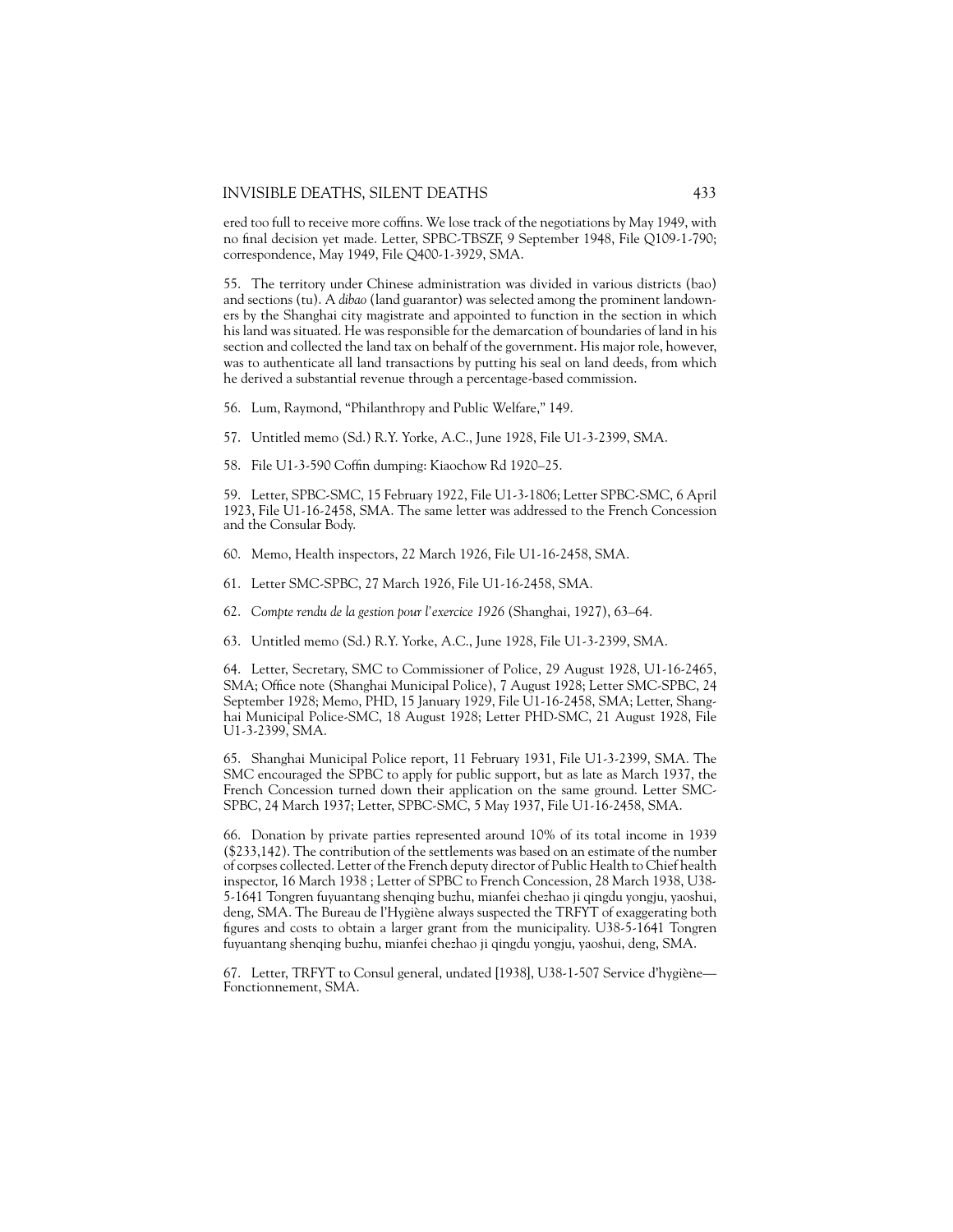ered too full to receive more coffins. We lose track of the negotiations by May 1949, with no final decision yet made. Letter, SPBC-TBSZF, 9 September 1948, File Q109-1-790; correspondence, May 1949, File Q400-1-3929, SMA.

55. The territory under Chinese administration was divided in various districts (bao) and sections (tu). A *dibao* (land guarantor) was selected among the prominent landowners by the Shanghai city magistrate and appointed to function in the section in which his land was situated. He was responsible for the demarcation of boundaries of land in his section and collected the land tax on behalf of the government. His major role, however, was to authenticate all land transactions by putting his seal on land deeds, from which he derived a substantial revenue through a percentage-based commission.

56. Lum, Raymond, "Philanthropy and Public Welfare," 149.

57. Untitled memo (Sd.) R.Y. Yorke, A.C., June 1928, File U1-3-2399, SMA.

58. File U1-3-590 Coffin dumping: Kiaochow Rd 1920–25.

59. Letter, SPBC-SMC, 15 February 1922, File U1-3-1806; Letter SPBC-SMC, 6 April 1923, File U1-16-2458, SMA. The same letter was addressed to the French Concession and the Consular Body.

60. Memo, Health inspectors, 22 March 1926, File U1-16-2458, SMA.

61. Letter SMC-SPBC, 27 March 1926, File U1-16-2458, SMA.

62. *Compte rendu de la gestion pour l'exercice 1926* (Shanghai, 1927), 63–64.

63. Untitled memo (Sd.) R.Y. Yorke, A.C., June 1928, File U1-3-2399, SMA.

64. Letter, Secretary, SMC to Commissioner of Police, 29 August 1928, U1-16-2465, SMA; Office note (Shanghai Municipal Police), 7 August 1928; Letter SMC-SPBC, 24 September 1928; Memo, PHD, 15 January 1929, File U1-16-2458, SMA; Letter, Shanghai Municipal Police-SMC, 18 August 1928; Letter PHD-SMC, 21 August 1928, File U1-3-2399, SMA.

65. Shanghai Municipal Police report, 11 February 1931, File U1-3-2399, SMA. The SMC encouraged the SPBC to apply for public support, but as late as March 1937, the French Concession turned down their application on the same ground. Letter SMC-SPBC, 24 March 1937; Letter, SPBC-SMC, 5 May 1937, File U1-16-2458, SMA.

66. Donation by private parties represented around 10% of its total income in 1939 ($233,142). The contribution of the settlements was based on an estimate of the number of corpses collected. Letter of the French deputy director of Public Health to Chief health inspector, 16 March 1938 ; Letter of SPBC to French Concession, 28 March 1938, U38-5-1641 Tongren fuyuantang shenqing buzhu, mianfei chezhao ji qingdu yongju, yaoshui, deng, SMA. The Bureau de l'Hygiène always suspected the TRFYT of exaggerating both figures and costs to obtain a larger grant from the municipality. U38-5-1641 Tongren fuyuantang shenqing buzhu, mianfei chezhao ji qingdu yongju, yaoshui, deng, SMA.

67. Letter, TRFYT to Consul general, undated [1938], U38-1-507 Service d'hygiène—Fonctionnement, SMA.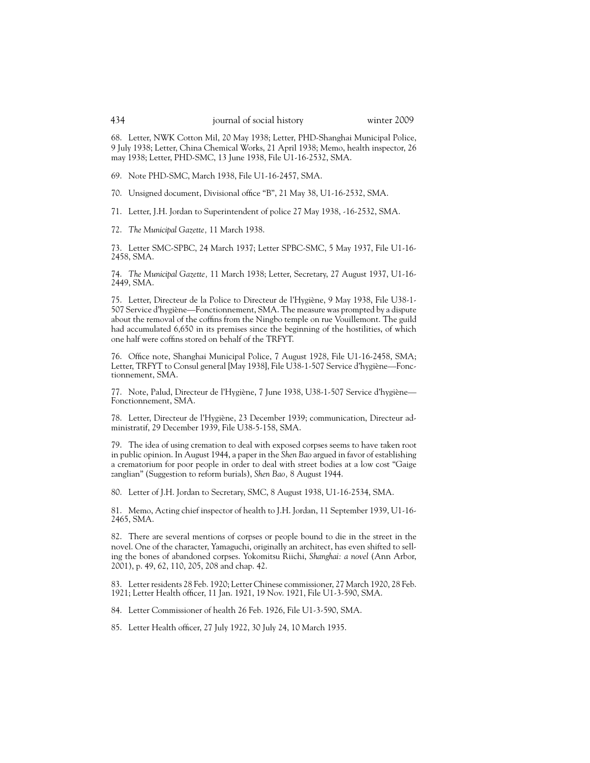68. Letter, NWK Cotton Mil, 20 May 1938; Letter, PHD-Shanghai Municipal Police, 9 July 1938; Letter, China Chemical Works, 21 April 1938; Memo, health inspector, 26 may 1938; Letter, PHD-SMC, 13 June 1938, File U1-16-2532, SMA.

69. Note PHD-SMC, March 1938, File U1-16-2457, SMA.

70. Unsigned document, Divisional office "B", 21 May 38, U1-16-2532, SMA.

71. Letter, J.H. Jordan to Superintendent of police 27 May 1938, -16-2532, SMA.

72. *The Municipal Gazette,* 11 March 1938.

73. Letter SMC-SPBC, 24 March 1937; Letter SPBC-SMC, 5 May 1937, File U1-16-2458, SMA.

74. *The Municipal Gazette,* 11 March 1938; Letter, Secretary, 27 August 1937, U1-16-2449, SMA.

75. Letter, Directeur de la Police to Directeur de l'Hygiène, 9 May 1938, File U38-1-507 Service d'hygiène—Fonctionnement, SMA. The measure was prompted by a dispute about the removal of the coffins from the Ningbo temple on rue Vouillemont. The guild had accumulated 6,650 in its premises since the beginning of the hostilities, of which one half were coffins stored on behalf of the TRFYT.

76. Office note, Shanghai Municipal Police, 7 August 1928, File U1-16-2458, SMA; Letter, TRFYT to Consul general [May 1938], File U38-1-507 Service d'hygiène—Fonctionnement, SMA.

77. Note, Palud, Directeur de l'Hygiène, 7 June 1938, U38-1-507 Service d'hygiène—Fonctionnement, SMA.

78. Letter, Directeur de l'Hygiène, 23 December 1939; communication, Directeur administratif, 29 December 1939, File U38-5-158, SMA.

79. The idea of using cremation to deal with exposed corpses seems to have taken root in public opinion. In August 1944, a paper in the *Shen Bao* argued in favor of establishing a crematorium for poor people in order to deal with street bodies at a low cost "Gaige zanglian" (Suggestion to reform burials), *Shen Bao,* 8 August 1944.

80. Letter of J.H. Jordan to Secretary, SMC, 8 August 1938, U1-16-2534, SMA.

81. Memo, Acting chief inspector of health to J.H. Jordan, 11 September 1939, U1-16-2465, SMA.

82. There are several mentions of corpses or people bound to die in the street in the novel. One of the character, Yamaguchi, originally an architect, has even shifted to selling the bones of abandoned corpses. Yokomitsu Riichi, *Shanghai: a novel* (Ann Arbor, 2001), p. 49, 62, 110, 205, 208 and chap. 42.

83. Letter residents 28 Feb. 1920; Letter Chinese commissioner, 27 March 1920, 28 Feb. 1921; Letter Health officer, 11 Jan. 1921, 19 Nov. 1921, File U1-3-590, SMA.

84. Letter Commissioner of health 26 Feb. 1926, File U1-3-590, SMA.

85. Letter Health officer, 27 July 1922, 30 July 24, 10 March 1935.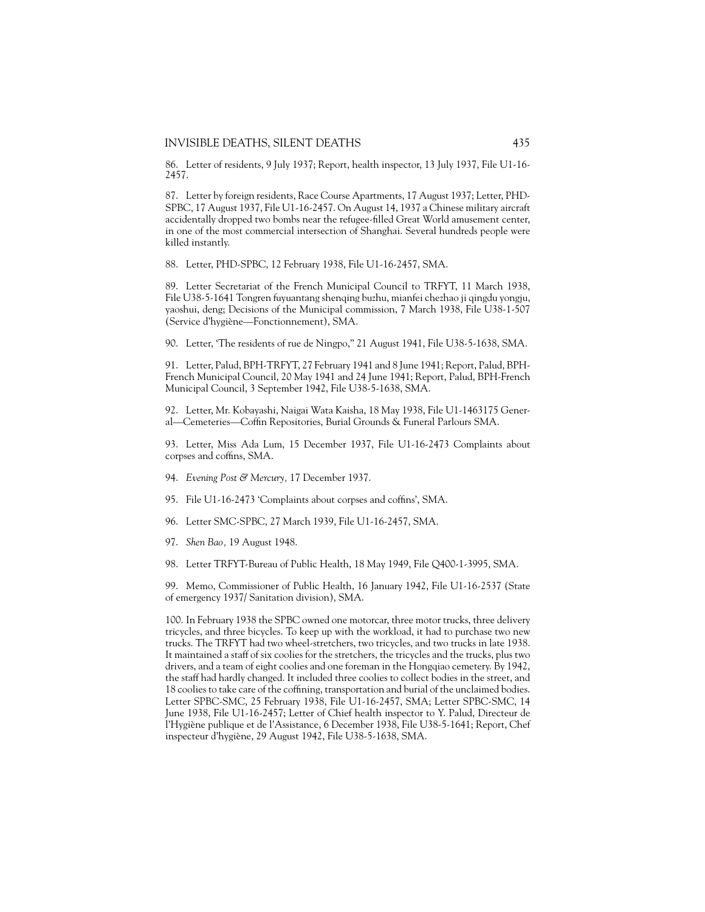86. Letter of residents, 9 July 1937; Report, health inspector, 13 July 1937, File U1-16-2457.

87. Letter by foreign residents, Race Course Apartments, 17 August 1937; Letter, PHD-SPBC, 17 August 1937, File U1-16-2457. On August 14, 1937 a Chinese military aircraft accidentally dropped two bombs near the refugee-filled Great World amusement center, in one of the most commercial intersection of Shanghai. Several hundreds people were killed instantly.

88. Letter, PHD-SPBC, 12 February 1938, File U1-16-2457, SMA.

89. Letter Secretariat of the French Municipal Council to TRFYT, 11 March 1938, File U38-5-1641 Tongren fuyuantang shenqing buzhu, mianfei chezhao ji qingdu yongju, yaoshui, deng; Decisions of the Municipal commission, 7 March 1938, File U38-1-507 (Service d'hygiène—Fonctionnement), SMA.

90. Letter, 'The residents of rue de Ningpo," 21 August 1941, File U38-5-1638, SMA.

91. Letter, Palud, BPH-TRFYT, 27 February 1941 and 8 June 1941; Report, Palud, BPH-French Municipal Council, 20 May 1941 and 24 June 1941; Report, Palud, BPH-French Municipal Council, 3 September 1942, File U38-5-1638, SMA.

92. Letter, Mr. Kobayashi, Naigai Wata Kaisha, 18 May 1938, File U1-1463175 General—Cemeteries—Coffin Repositories, Burial Grounds & Funeral Parlours SMA.

93. Letter, Miss Ada Lum, 15 December 1937, File U1-16-2473 Complaints about corpses and coffins, SMA.

94. *Evening Post & Mercury,* 17 December 1937.

95. File U1-16-2473 'Complaints about corpses and coffins', SMA.

96. Letter SMC-SPBC, 27 March 1939, File U1-16-2457, SMA.

97. *Shen Bao,* 19 August 1948.

98. Letter TRFYT-Bureau of Public Health, 18 May 1949, File Q400-1-3995, SMA.

99. Memo, Commissioner of Public Health, 16 January 1942, File U1-16-2537 (State of emergency 1937/ Sanitation division), SMA.

100. In February 1938 the SPBC owned one motorcar, three motor trucks, three delivery tricycles, and three bicycles. To keep up with the workload, it had to purchase two new trucks. The TRFYT had two wheel-stretchers, two tricycles, and two trucks in late 1938. It maintained a staff of six coolies for the stretchers, the tricycles and the trucks, plus two drivers, and a team of eight coolies and one foreman in the Hongqiao cemetery. By 1942, the staff had hardly changed. It included three coolies to collect bodies in the street, and 18 coolies to take care of the coffining, transportation and burial of the unclaimed bodies. Letter SPBC-SMC, 25 February 1938, File U1-16-2457, SMA; Letter SPBC-SMC, 14 June 1938, File U1-16-2457; Letter of Chief health inspector to Y. Palud, Directeur de l'Hygiène publique et de l'Assistance, 6 December 1938, File U38-5-1641; Report, Chef inspecteur d'hygiène, 29 August 1942, File U38-5-1638, SMA.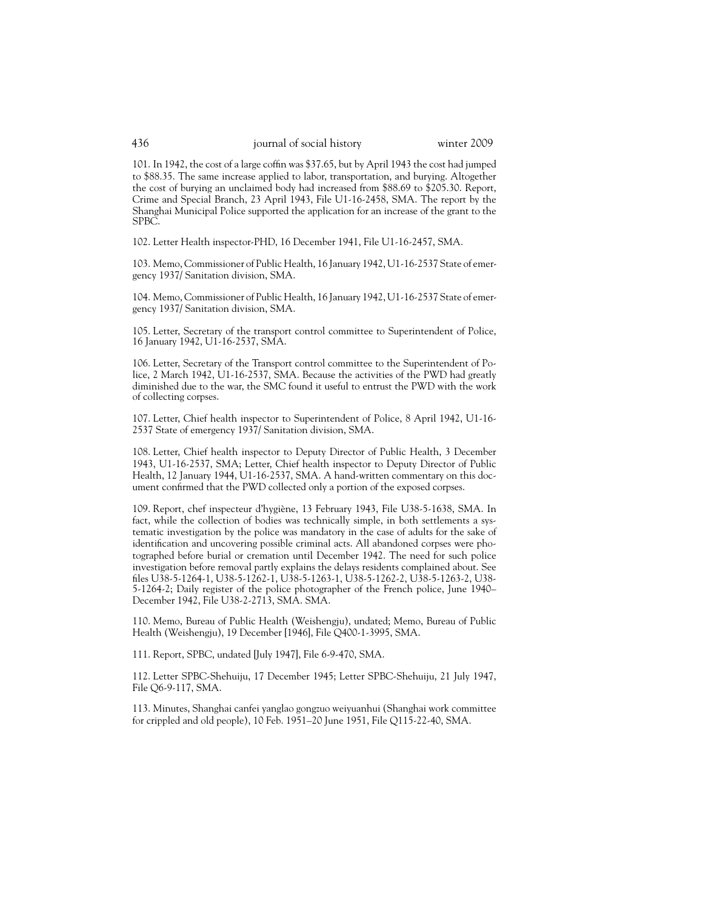101. In 1942, the cost of a large coffin was $37.65, but by April 1943 the cost had jumped to $88.35. The same increase applied to labor, transportation, and burying. Altogether the cost of burying an unclaimed body had increased from $88.69 to $205.30. Report, Crime and Special Branch, 23 April 1943, File U1-16-2458, SMA. The report by the Shanghai Municipal Police supported the application for an increase of the grant to the SPBC.

102. Letter Health inspector-PHD, 16 December 1941, File U1-16-2457, SMA.

103. Memo, Commissioner of Public Health, 16 January 1942, U1-16-2537 State of emergency 1937/ Sanitation division, SMA.

104. Memo, Commissioner of Public Health, 16 January 1942, U1-16-2537 State of emergency 1937/ Sanitation division, SMA.

105. Letter, Secretary of the transport control committee to Superintendent of Police, 16 January 1942, U1-16-2537, SMA.

106. Letter, Secretary of the Transport control committee to the Superintendent of Police, 2 March 1942, U1-16-2537, SMA. Because the activities of the PWD had greatly diminished due to the war, the SMC found it useful to entrust the PWD with the work of collecting corpses.

107. Letter, Chief health inspector to Superintendent of Police, 8 April 1942, U1-16-2537 State of emergency 1937/ Sanitation division, SMA.

108. Letter, Chief health inspector to Deputy Director of Public Health, 3 December 1943, U1-16-2537, SMA; Letter, Chief health inspector to Deputy Director of Public Health, 12 January 1944, U1-16-2537, SMA. A hand-written commentary on this document confirmed that the PWD collected only a portion of the exposed corpses.

109. Report, chef inspecteur d'hygiène, 13 February 1943, File U38-5-1638, SMA. In fact, while the collection of bodies was technically simple, in both settlements a systematic investigation by the police was mandatory in the case of adults for the sake of identification and uncovering possible criminal acts. All abandoned corpses were photographed before burial or cremation until December 1942. The need for such police investigation before removal partly explains the delays residents complained about. See files U38-5-1264-1, U38-5-1262-1, U38-5-1263-1, U38-5-1262-2, U38-5-1263-2, U38-5-1264-2; Daily register of the police photographer of the French police, June 1940–December 1942, File U38-2-2713, SMA. SMA.

110. Memo, Bureau of Public Health (Weishengju), undated; Memo, Bureau of Public Health (Weishengju), 19 December [1946], File Q400-1-3995, SMA.

111. Report, SPBC, undated [July 1947], File 6-9-470, SMA.

112. Letter SPBC-Shehuiju, 17 December 1945; Letter SPBC-Shehuiju, 21 July 1947, File Q6-9-117, SMA.

113. Minutes, Shanghai canfei yanglao gongzuo weiyuanhui (Shanghai work committee for crippled and old people), 10 Feb. 1951–20 June 1951, File Q115-22-40, SMA.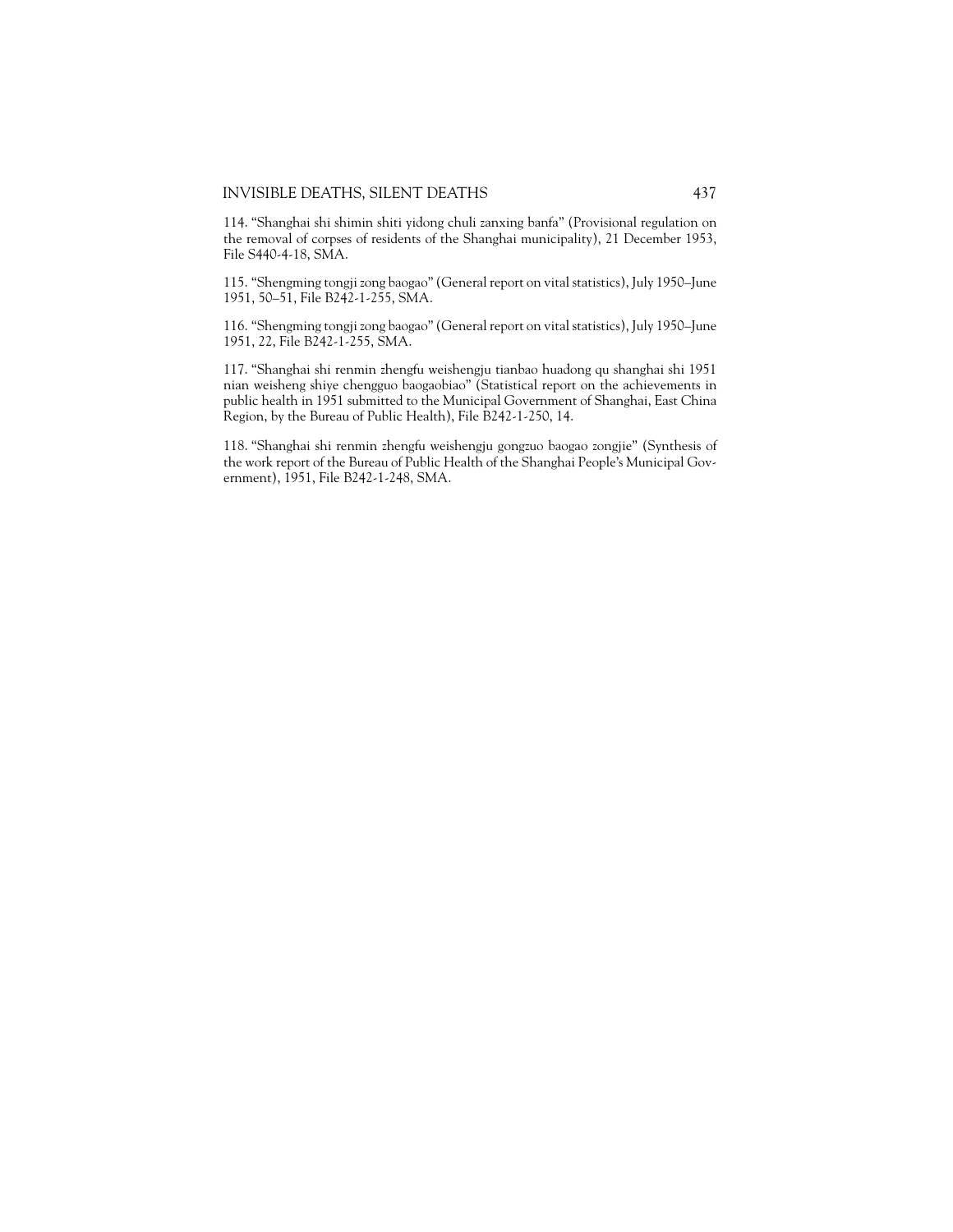114. "Shanghai shi shimin shiti yidong chuli zanxing banfa" (Provisional regulation on the removal of corpses of residents of the Shanghai municipality), 21 December 1953, File S440-4-18, SMA.

115. "Shengming tongji zong baogao" (General report on vital statistics), July 1950–June 1951, 50–51, File B242-1-255, SMA.

116. "Shengming tongji zong baogao" (General report on vital statistics), July 1950–June 1951, 22, File B242-1-255, SMA.

117. "Shanghai shi renmin zhengfu weishengju tianbao huadong qu shanghai shi 1951 nian weisheng shiye chengguo baogaobiao" (Statistical report on the achievements in public health in 1951 submitted to the Municipal Government of Shanghai, East China Region, by the Bureau of Public Health), File B242-1-250, 14.

118. "Shanghai shi renmin zhengfu weishengju gongzuo baogao zongjie" (Synthesis of the work report of the Bureau of Public Health of the Shanghai People's Municipal Government), 1951, File B242-1-248, SMA.